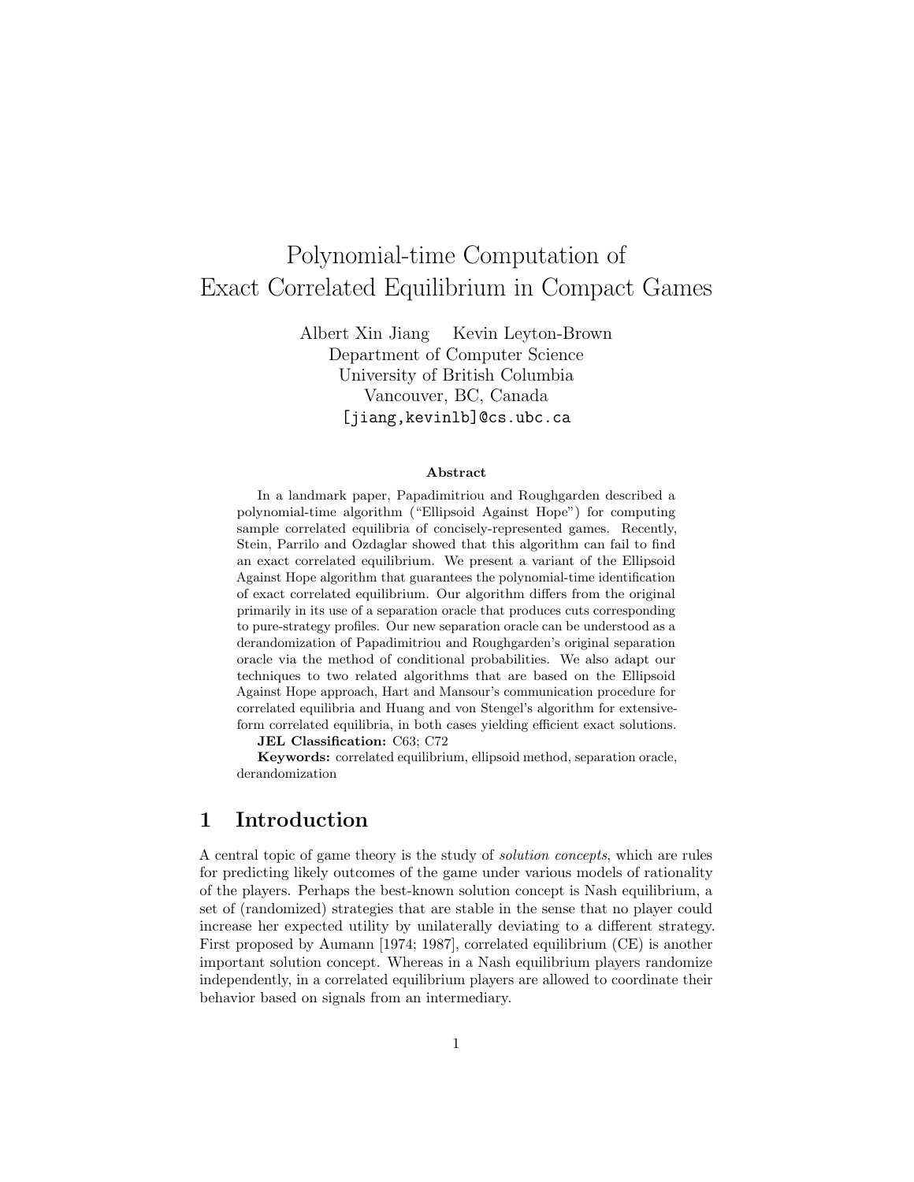# Polynomial-time Computation of Exact Correlated Equilibrium in Compact Games

Albert Xin Jiang   Kevin Leyton-Brown
Department of Computer Science
University of British Columbia
Vancouver, BC, Canada
[jiang,kevinlb]@cs.ubc.ca

### Abstract

In a landmark paper, Papadimitriou and Roughgarden described a polynomial-time algorithm ("Ellipsoid Against Hope") for computing sample correlated equilibria of concisely-represented games. Recently, Stein, Parrilo and Ozdaglar showed that this algorithm can fail to find an exact correlated equilibrium. We present a variant of the Ellipsoid Against Hope algorithm that guarantees the polynomial-time identification of exact correlated equilibrium. Our algorithm differs from the original primarily in its use of a separation oracle that produces cuts corresponding to pure-strategy profiles. Our new separation oracle can be understood as a derandomization of Papadimitriou and Roughgarden's original separation oracle via the method of conditional probabilities. We also adapt our techniques to two related algorithms that are based on the Ellipsoid Against Hope approach, Hart and Mansour's communication procedure for correlated equilibria and Huang and von Stengel's algorithm for extensive-form correlated equilibria, in both cases yielding efficient exact solutions.

**JEL Classification:** C63; C72

**Keywords:** correlated equilibrium, ellipsoid method, separation oracle, derandomization

## 1 Introduction

A central topic of game theory is the study of *solution concepts*, which are rules for predicting likely outcomes of the game under various models of rationality of the players. Perhaps the best-known solution concept is Nash equilibrium, a set of (randomized) strategies that are stable in the sense that no player could increase her expected utility by unilaterally deviating to a different strategy. First proposed by Aumann [1974; 1987], correlated equilibrium (CE) is another important solution concept. Whereas in a Nash equilibrium players randomize independently, in a correlated equilibrium players are allowed to coordinate their behavior based on signals from an intermediary.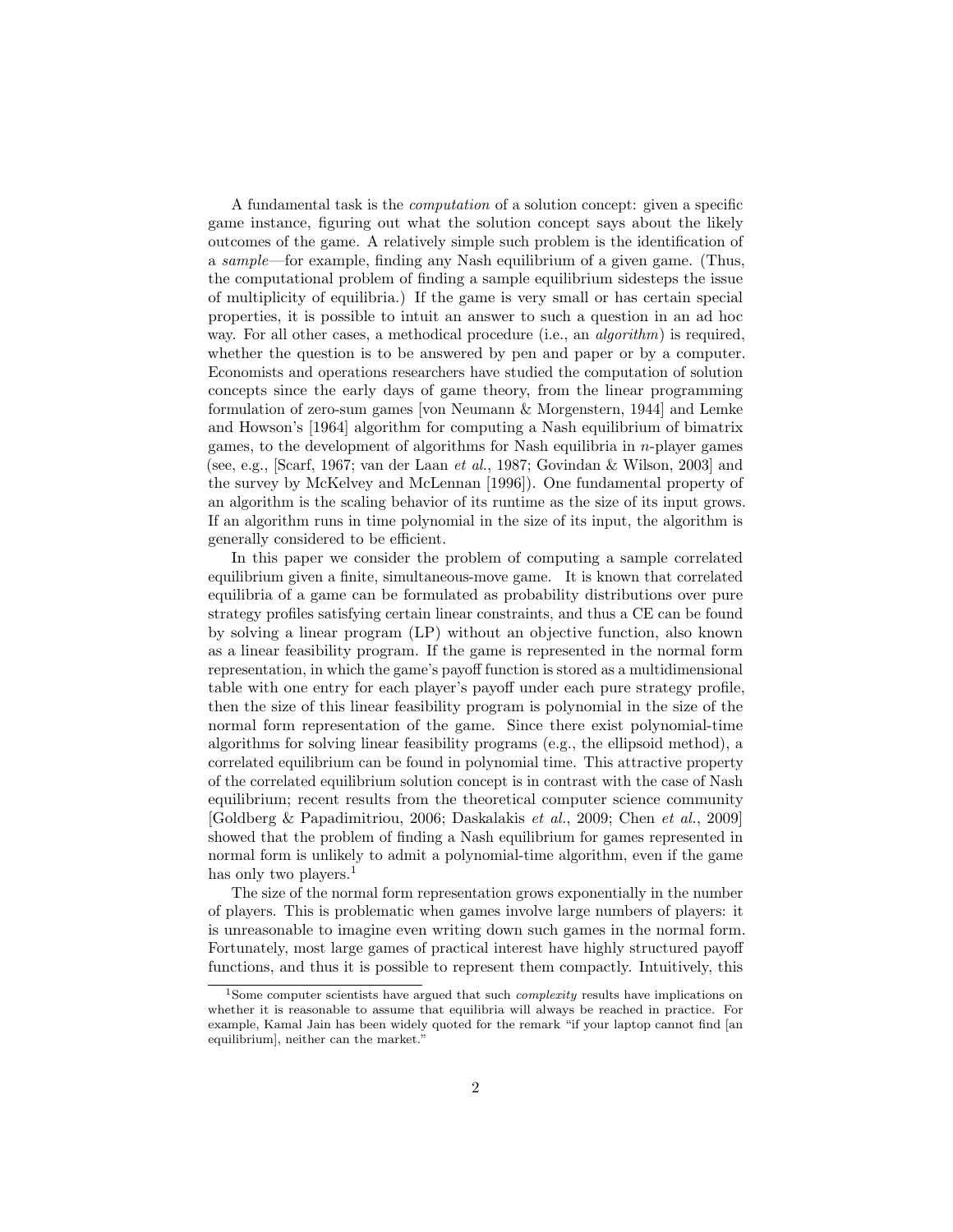A fundamental task is the *computation* of a solution concept: given a specific game instance, figuring out what the solution concept says about the likely outcomes of the game. A relatively simple such problem is the identification of a *sample*—for example, finding any Nash equilibrium of a given game. (Thus, the computational problem of finding a sample equilibrium sidesteps the issue of multiplicity of equilibria.) If the game is very small or has certain special properties, it is possible to intuit an answer to such a question in an ad hoc way. For all other cases, a methodical procedure (i.e., an *algorithm*) is required, whether the question is to be answered by pen and paper or by a computer. Economists and operations researchers have studied the computation of solution concepts since the early days of game theory, from the linear programming formulation of zero-sum games [von Neumann & Morgenstern, 1944] and Lemke and Howson's [1964] algorithm for computing a Nash equilibrium of bimatrix games, to the development of algorithms for Nash equilibria in $n$-player games (see, e.g., [Scarf, 1967; van der Laan *et al.*, 1987; Govindan & Wilson, 2003] and the survey by McKelvey and McLennan [1996]). One fundamental property of an algorithm is the scaling behavior of its runtime as the size of its input grows. If an algorithm runs in time polynomial in the size of its input, the algorithm is generally considered to be efficient.

In this paper we consider the problem of computing a sample correlated equilibrium given a finite, simultaneous-move game. It is known that correlated equilibria of a game can be formulated as probability distributions over pure strategy profiles satisfying certain linear constraints, and thus a CE can be found by solving a linear program (LP) without an objective function, also known as a linear feasibility program. If the game is represented in the normal form representation, in which the game's payoff function is stored as a multidimensional table with one entry for each player's payoff under each pure strategy profile, then the size of this linear feasibility program is polynomial in the size of the normal form representation of the game. Since there exist polynomial-time algorithms for solving linear feasibility programs (e.g., the ellipsoid method), a correlated equilibrium can be found in polynomial time. This attractive property of the correlated equilibrium solution concept is in contrast with the case of Nash equilibrium; recent results from the theoretical computer science community [Goldberg & Papadimitriou, 2006; Daskalakis *et al.*, 2009; Chen *et al.*, 2009] showed that the problem of finding a Nash equilibrium for games represented in normal form is unlikely to admit a polynomial-time algorithm, even if the game has only two players.[1]

The size of the normal form representation grows exponentially in the number of players. This is problematic when games involve large numbers of players: it is unreasonable to imagine even writing down such games in the normal form. Fortunately, most large games of practical interest have highly structured payoff functions, and thus it is possible to represent them compactly. Intuitively, this

[1] Some computer scientists have argued that such *complexity* results have implications on whether it is reasonable to assume that equilibria will always be reached in practice. For example, Kamal Jain has been widely quoted for the remark "if your laptop cannot find [an equilibrium], neither can the market."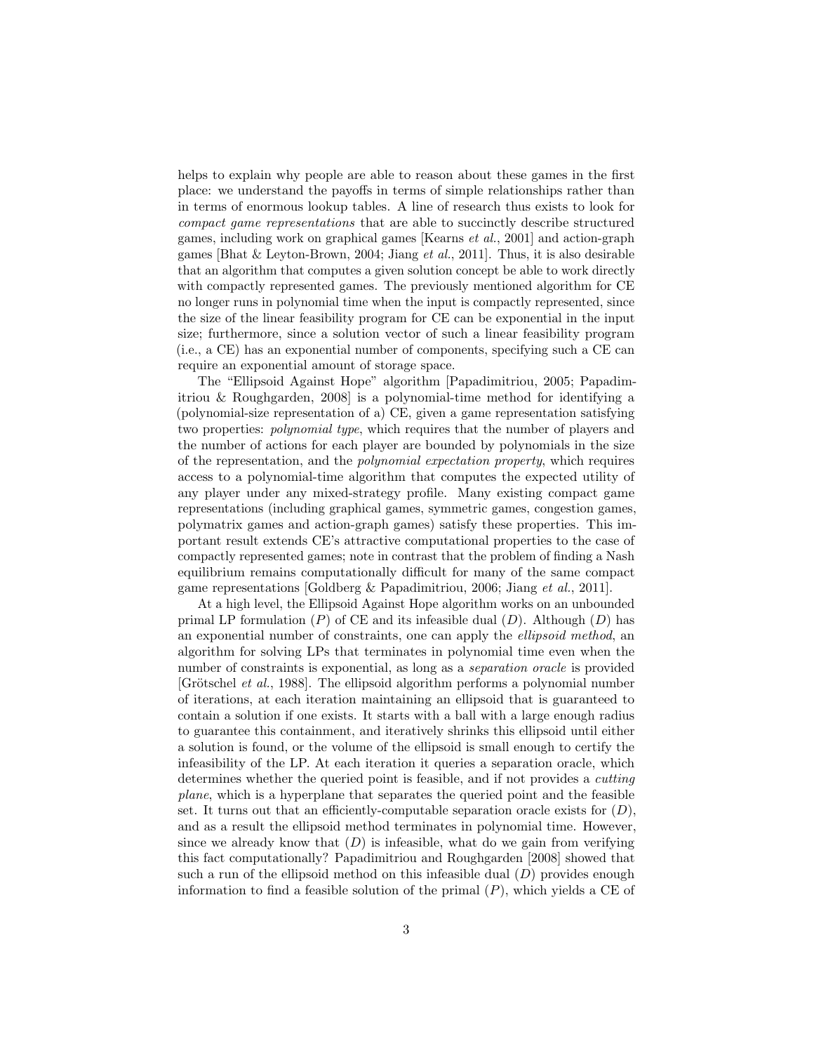helps to explain why people are able to reason about these games in the first place: we understand the payoffs in terms of simple relationships rather than in terms of enormous lookup tables. A line of research thus exists to look for *compact game representations* that are able to succinctly describe structured games, including work on graphical games [Kearns *et al.*, 2001] and action-graph games [Bhat & Leyton-Brown, 2004; Jiang *et al.*, 2011]. Thus, it is also desirable that an algorithm that computes a given solution concept be able to work directly with compactly represented games. The previously mentioned algorithm for CE no longer runs in polynomial time when the input is compactly represented, since the size of the linear feasibility program for CE can be exponential in the input size; furthermore, since a solution vector of such a linear feasibility program (i.e., a CE) has an exponential number of components, specifying such a CE can require an exponential amount of storage space.

The "Ellipsoid Against Hope" algorithm [Papadimitriou, 2005; Papadimitriou & Roughgarden, 2008] is a polynomial-time method for identifying a (polynomial-size representation of a) CE, given a game representation satisfying two properties: *polynomial type*, which requires that the number of players and the number of actions for each player are bounded by polynomials in the size of the representation, and the *polynomial expectation property*, which requires access to a polynomial-time algorithm that computes the expected utility of any player under any mixed-strategy profile. Many existing compact game representations (including graphical games, symmetric games, congestion games, polymatrix games and action-graph games) satisfy these properties. This important result extends CE's attractive computational properties to the case of compactly represented games; note in contrast that the problem of finding a Nash equilibrium remains computationally difficult for many of the same compact game representations [Goldberg & Papadimitriou, 2006; Jiang *et al.*, 2011].

At a high level, the Ellipsoid Against Hope algorithm works on an unbounded primal LP formulation $(P)$ of CE and its infeasible dual $(D)$. Although $(D)$ has an exponential number of constraints, one can apply the *ellipsoid method*, an algorithm for solving LPs that terminates in polynomial time even when the number of constraints is exponential, as long as a *separation oracle* is provided [Grötschel *et al.*, 1988]. The ellipsoid algorithm performs a polynomial number of iterations, at each iteration maintaining an ellipsoid that is guaranteed to contain a solution if one exists. It starts with a ball with a large enough radius to guarantee this containment, and iteratively shrinks this ellipsoid until either a solution is found, or the volume of the ellipsoid is small enough to certify the infeasibility of the LP. At each iteration it queries a separation oracle, which determines whether the queried point is feasible, and if not provides a *cutting plane*, which is a hyperplane that separates the queried point and the feasible set. It turns out that an efficiently-computable separation oracle exists for $(D)$, and as a result the ellipsoid method terminates in polynomial time. However, since we already know that $(D)$ is infeasible, what do we gain from verifying this fact computationally? Papadimitriou and Roughgarden [2008] showed that such a run of the ellipsoid method on this infeasible dual $(D)$ provides enough information to find a feasible solution of the primal $(P)$, which yields a CE of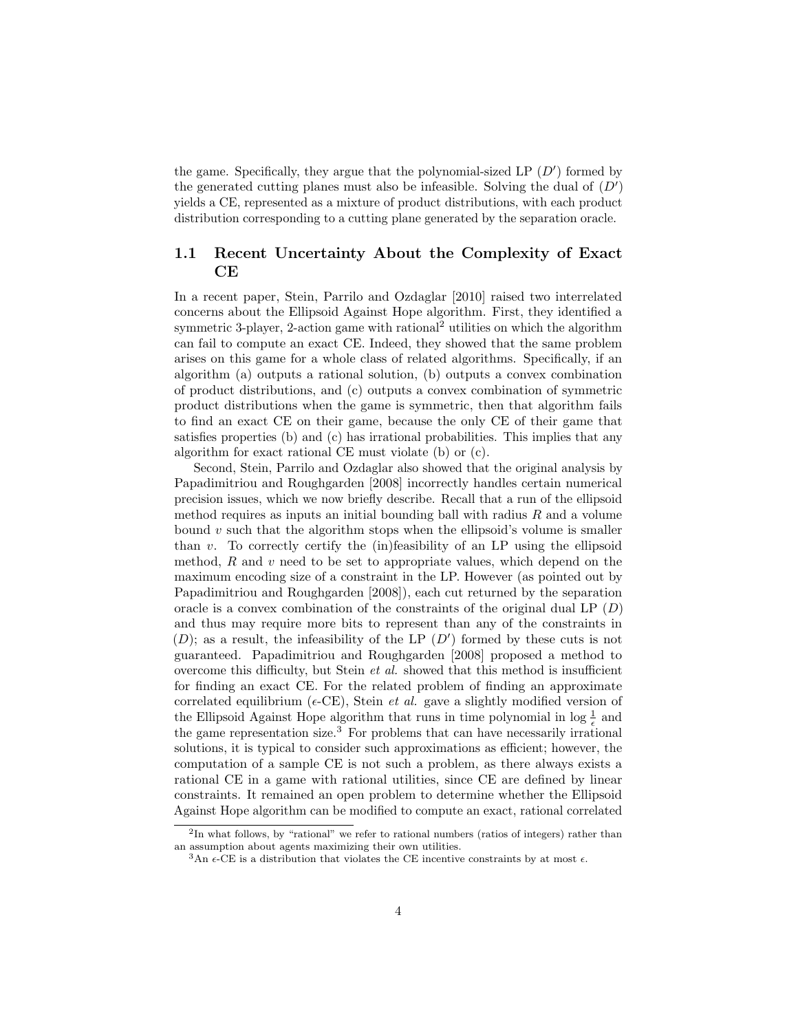the game. Specifically, they argue that the polynomial-sized LP $(D')$ formed by the generated cutting planes must also be infeasible. Solving the dual of $(D')$ yields a CE, represented as a mixture of product distributions, with each product distribution corresponding to a cutting plane generated by the separation oracle.

## 1.1 Recent Uncertainty About the Complexity of Exact CE

In a recent paper, Stein, Parrilo and Ozdaglar [2010] raised two interrelated concerns about the Ellipsoid Against Hope algorithm. First, they identified a symmetric 3-player, 2-action game with rational[2] utilities on which the algorithm can fail to compute an exact CE. Indeed, they showed that the same problem arises on this game for a whole class of related algorithms. Specifically, if an algorithm (a) outputs a rational solution, (b) outputs a convex combination of product distributions, and (c) outputs a convex combination of symmetric product distributions when the game is symmetric, then that algorithm fails to find an exact CE on their game, because the only CE of their game that satisfies properties (b) and (c) has irrational probabilities. This implies that any algorithm for exact rational CE must violate (b) or (c).

Second, Stein, Parrilo and Ozdaglar also showed that the original analysis by Papadimitriou and Roughgarden [2008] incorrectly handles certain numerical precision issues, which we now briefly describe. Recall that a run of the ellipsoid method requires as inputs an initial bounding ball with radius $R$ and a volume bound $v$ such that the algorithm stops when the ellipsoid's volume is smaller than $v$. To correctly certify the (in)feasibility of an LP using the ellipsoid method, $R$ and $v$ need to be set to appropriate values, which depend on the maximum encoding size of a constraint in the LP. However (as pointed out by Papadimitriou and Roughgarden [2008]), each cut returned by the separation oracle is a convex combination of the constraints of the original dual LP $(D)$ and thus may require more bits to represent than any of the constraints in $(D)$; as a result, the infeasibility of the LP $(D')$ formed by these cuts is not guaranteed. Papadimitriou and Roughgarden [2008] proposed a method to overcome this difficulty, but Stein *et al.* showed that this method is insufficient for finding an exact CE. For the related problem of finding an approximate correlated equilibrium ($\epsilon$-CE), Stein *et al.* gave a slightly modified version of the Ellipsoid Against Hope algorithm that runs in time polynomial in $\log \frac{1}{\epsilon}$ and the game representation size.[3] For problems that can have necessarily irrational solutions, it is typical to consider such approximations as efficient; however, the computation of a sample CE is not such a problem, as there always exists a rational CE in a game with rational utilities, since CE are defined by linear constraints. It remained an open problem to determine whether the Ellipsoid Against Hope algorithm can be modified to compute an exact, rational correlated

[2] In what follows, by "rational" we refer to rational numbers (ratios of integers) rather than an assumption about agents maximizing their own utilities.

[3] An $\epsilon$-CE is a distribution that violates the CE incentive constraints by at most $\epsilon$.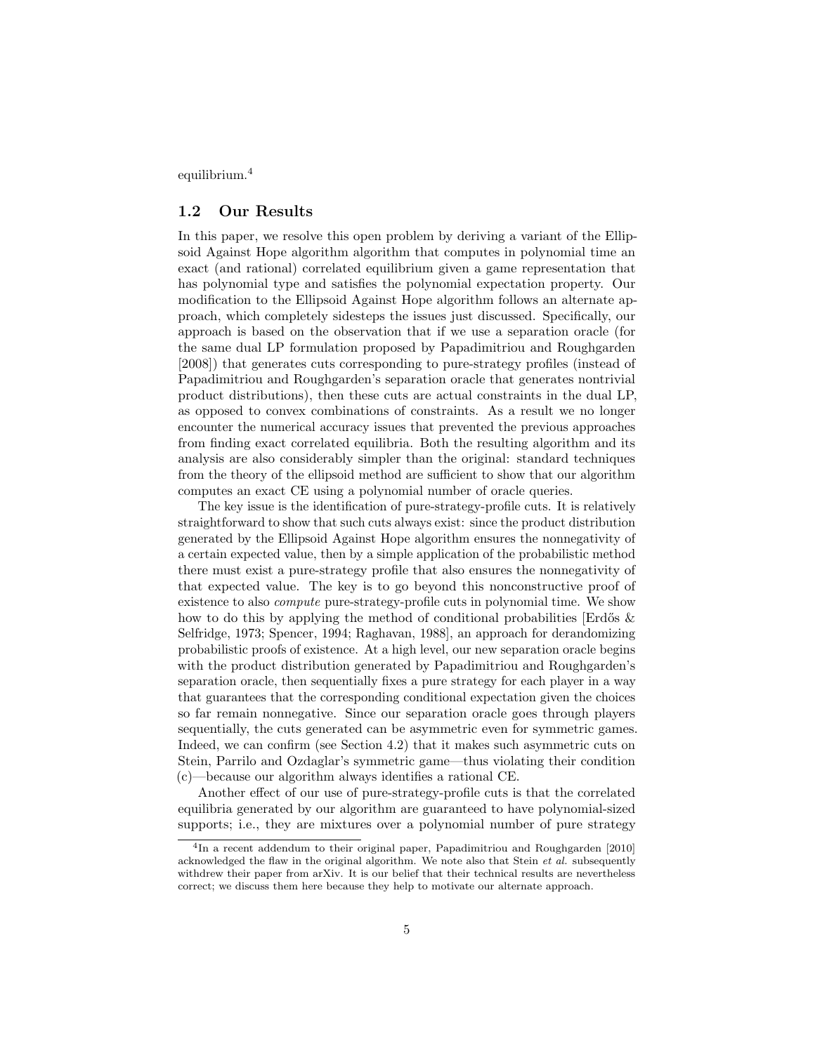equilibrium.[4]

### 1.2 Our Results

In this paper, we resolve this open problem by deriving a variant of the Ellipsoid Against Hope algorithm algorithm that computes in polynomial time an exact (and rational) correlated equilibrium given a game representation that has polynomial type and satisfies the polynomial expectation property. Our modification to the Ellipsoid Against Hope algorithm follows an alternate approach, which completely sidesteps the issues just discussed. Specifically, our approach is based on the observation that if we use a separation oracle (for the same dual LP formulation proposed by Papadimitriou and Roughgarden [2008]) that generates cuts corresponding to pure-strategy profiles (instead of Papadimitriou and Roughgarden's separation oracle that generates nontrivial product distributions), then these cuts are actual constraints in the dual LP, as opposed to convex combinations of constraints. As a result we no longer encounter the numerical accuracy issues that prevented the previous approaches from finding exact correlated equilibria. Both the resulting algorithm and its analysis are also considerably simpler than the original: standard techniques from the theory of the ellipsoid method are sufficient to show that our algorithm computes an exact CE using a polynomial number of oracle queries.

The key issue is the identification of pure-strategy-profile cuts. It is relatively straightforward to show that such cuts always exist: since the product distribution generated by the Ellipsoid Against Hope algorithm ensures the nonnegativity of a certain expected value, then by a simple application of the probabilistic method there must exist a pure-strategy profile that also ensures the nonnegativity of that expected value. The key is to go beyond this nonconstructive proof of existence to also *compute* pure-strategy-profile cuts in polynomial time. We show how to do this by applying the method of conditional probabilities [Erdős & Selfridge, 1973; Spencer, 1994; Raghavan, 1988], an approach for derandomizing probabilistic proofs of existence. At a high level, our new separation oracle begins with the product distribution generated by Papadimitriou and Roughgarden's separation oracle, then sequentially fixes a pure strategy for each player in a way that guarantees that the corresponding conditional expectation given the choices so far remain nonnegative. Since our separation oracle goes through players sequentially, the cuts generated can be asymmetric even for symmetric games. Indeed, we can confirm (see Section 4.2) that it makes such asymmetric cuts on Stein, Parrilo and Ozdaglar's symmetric game—thus violating their condition (c)—because our algorithm always identifies a rational CE.

Another effect of our use of pure-strategy-profile cuts is that the correlated equilibria generated by our algorithm are guaranteed to have polynomial-sized supports; i.e., they are mixtures over a polynomial number of pure strategy

[4] In a recent addendum to their original paper, Papadimitriou and Roughgarden [2010] acknowledged the flaw in the original algorithm. We note also that Stein *et al.* subsequently withdrew their paper from arXiv. It is our belief that their technical results are nevertheless correct; we discuss them here because they help to motivate our alternate approach.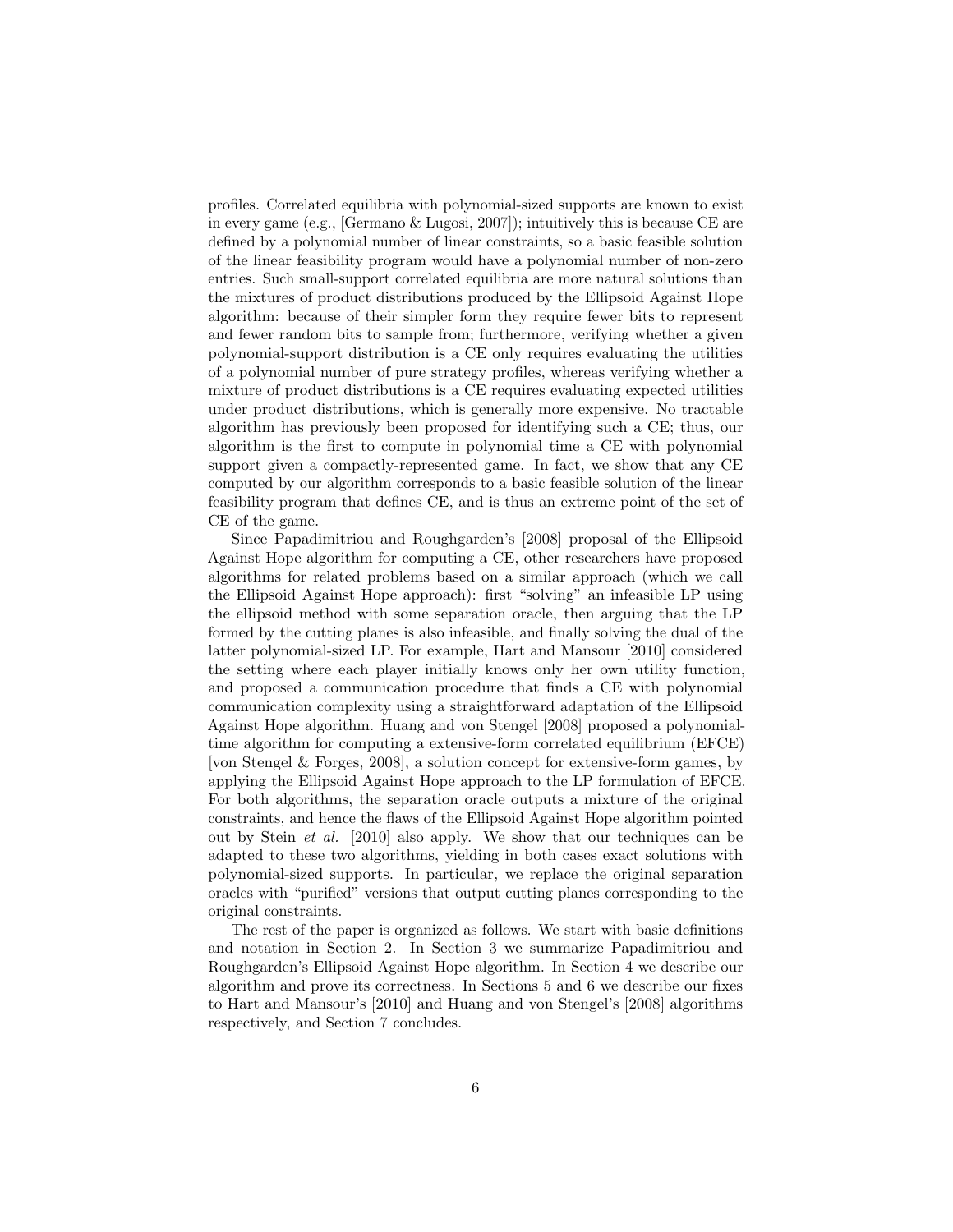profiles. Correlated equilibria with polynomial-sized supports are known to exist in every game (e.g., [Germano & Lugosi, 2007]); intuitively this is because CE are defined by a polynomial number of linear constraints, so a basic feasible solution of the linear feasibility program would have a polynomial number of non-zero entries. Such small-support correlated equilibria are more natural solutions than the mixtures of product distributions produced by the Ellipsoid Against Hope algorithm: because of their simpler form they require fewer bits to represent and fewer random bits to sample from; furthermore, verifying whether a given polynomial-support distribution is a CE only requires evaluating the utilities of a polynomial number of pure strategy profiles, whereas verifying whether a mixture of product distributions is a CE requires evaluating expected utilities under product distributions, which is generally more expensive. No tractable algorithm has previously been proposed for identifying such a CE; thus, our algorithm is the first to compute in polynomial time a CE with polynomial support given a compactly-represented game. In fact, we show that any CE computed by our algorithm corresponds to a basic feasible solution of the linear feasibility program that defines CE, and is thus an extreme point of the set of CE of the game.

Since Papadimitriou and Roughgarden's [2008] proposal of the Ellipsoid Against Hope algorithm for computing a CE, other researchers have proposed algorithms for related problems based on a similar approach (which we call the Ellipsoid Against Hope approach): first "solving" an infeasible LP using the ellipsoid method with some separation oracle, then arguing that the LP formed by the cutting planes is also infeasible, and finally solving the dual of the latter polynomial-sized LP. For example, Hart and Mansour [2010] considered the setting where each player initially knows only her own utility function, and proposed a communication procedure that finds a CE with polynomial communication complexity using a straightforward adaptation of the Ellipsoid Against Hope algorithm. Huang and von Stengel [2008] proposed a polynomial-time algorithm for computing a extensive-form correlated equilibrium (EFCE) [von Stengel & Forges, 2008], a solution concept for extensive-form games, by applying the Ellipsoid Against Hope approach to the LP formulation of EFCE. For both algorithms, the separation oracle outputs a mixture of the original constraints, and hence the flaws of the Ellipsoid Against Hope algorithm pointed out by Stein *et al.* [2010] also apply. We show that our techniques can be adapted to these two algorithms, yielding in both cases exact solutions with polynomial-sized supports. In particular, we replace the original separation oracles with "purified" versions that output cutting planes corresponding to the original constraints.

The rest of the paper is organized as follows. We start with basic definitions and notation in Section 2. In Section 3 we summarize Papadimitriou and Roughgarden's Ellipsoid Against Hope algorithm. In Section 4 we describe our algorithm and prove its correctness. In Sections 5 and 6 we describe our fixes to Hart and Mansour's [2010] and Huang and von Stengel's [2008] algorithms respectively, and Section 7 concludes.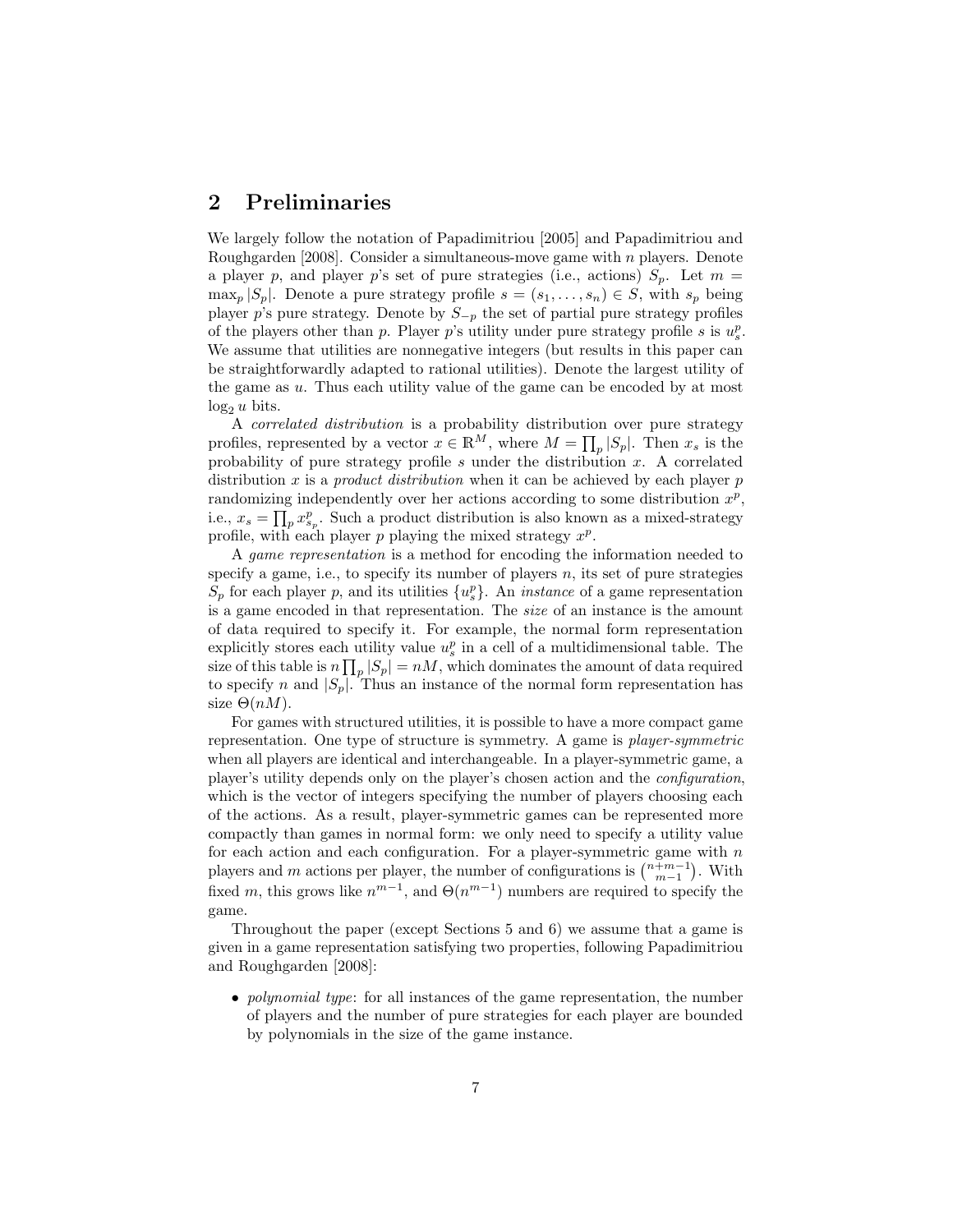## 2 Preliminaries

We largely follow the notation of Papadimitriou [2005] and Papadimitriou and Roughgarden [2008]. Consider a simultaneous-move game with $n$ players. Denote a player $p$, and player $p$'s set of pure strategies (i.e., actions) $S_p$. Let $m = \max_p |S_p|$. Denote a pure strategy profile $s = (s_1, \ldots, s_n) \in S$, with $s_p$ being player $p$'s pure strategy. Denote by $S_{-p}$ the set of partial pure strategy profiles of the players other than $p$. Player $p$'s utility under pure strategy profile $s$ is $u^p_s$. We assume that utilities are nonnegative integers (but results in this paper can be straightforwardly adapted to rational utilities). Denote the largest utility of the game as $u$. Thus each utility value of the game can be encoded by at most $\log_2 u$ bits.

A *correlated distribution* is a probability distribution over pure strategy profiles, represented by a vector $x \in \mathbb{R}^M$, where $M = \prod_p |S_p|$. Then $x_s$ is the probability of pure strategy profile $s$ under the distribution $x$. A correlated distribution $x$ is a *product distribution* when it can be achieved by each player $p$ randomizing independently over her actions according to some distribution $x^p$, i.e., $x_s = \prod_p x^p_{s_p}$. Such a product distribution is also known as a mixed-strategy profile, with each player $p$ playing the mixed strategy $x^p$.

A *game representation* is a method for encoding the information needed to specify a game, i.e., to specify its number of players $n$, its set of pure strategies $S_p$ for each player $p$, and its utilities $\{u^p_s\}$. An *instance* of a game representation is a game encoded in that representation. The *size* of an instance is the amount of data required to specify it. For example, the normal form representation explicitly stores each utility value $u^p_s$ in a cell of a multidimensional table. The size of this table is $n \prod_p |S_p| = nM$, which dominates the amount of data required to specify $n$ and $|S_p|$. Thus an instance of the normal form representation has size $\Theta(nM)$.

For games with structured utilities, it is possible to have a more compact game representation. One type of structure is symmetry. A game is *player-symmetric* when all players are identical and interchangeable. In a player-symmetric game, a player's utility depends only on the player's chosen action and the *configuration*, which is the vector of integers specifying the number of players choosing each of the actions. As a result, player-symmetric games can be represented more compactly than games in normal form: we only need to specify a utility value for each action and each configuration. For a player-symmetric game with $n$ players and $m$ actions per player, the number of configurations is $\binom{n+m-1}{m-1}$. With fixed $m$, this grows like $n^{m-1}$, and $\Theta(n^{m-1})$ numbers are required to specify the game.

Throughout the paper (except Sections 5 and 6) we assume that a game is given in a game representation satisfying two properties, following Papadimitriou and Roughgarden [2008]:

- *polynomial type*: for all instances of the game representation, the number of players and the number of pure strategies for each player are bounded by polynomials in the size of the game instance.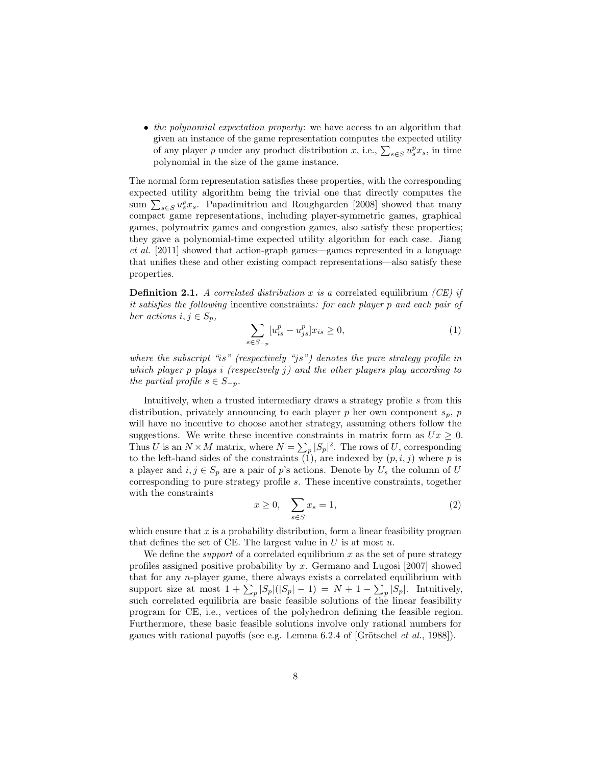- *the polynomial expectation property*: we have access to an algorithm that given an instance of the game representation computes the expected utility of any player $p$ under any product distribution $x$, i.e., $\sum_{s \in S} u^p_s x_s$, in time polynomial in the size of the game instance.

The normal form representation satisfies these properties, with the corresponding expected utility algorithm being the trivial one that directly computes the sum $\sum_{s \in S} u^p_s x_s$. Papadimitriou and Roughgarden [2008] showed that many compact game representations, including player-symmetric games, graphical games, polymatrix games and congestion games, also satisfy these properties; they gave a polynomial-time expected utility algorithm for each case. Jiang *et al.* [2011] showed that action-graph games—games represented in a language that unifies these and other existing compact representations—also satisfy these properties.

**Definition 2.1.** *A correlated distribution $x$ is a* correlated equilibrium *(CE) if it satisfies the following* incentive constraints*: for each player $p$ and each pair of her actions $i, j \in S_p$,*

$$\sum_{s \in S_{-p}} [u^p_{is} - u^p_{js}] x_{is} \geq 0, \tag{1}$$

*where the subscript "$is$" (respectively "$js$") denotes the pure strategy profile in which player $p$ plays $i$ (respectively $j$) and the other players play according to the partial profile $s \in S_{-p}$.*

Intuitively, when a trusted intermediary draws a strategy profile $s$ from this distribution, privately announcing to each player $p$ her own component $s_p$, $p$ will have no incentive to choose another strategy, assuming others follow the suggestions. We write these incentive constraints in matrix form as $Ux \geq 0$. Thus $U$ is an $N \times M$ matrix, where $N = \sum_p |S_p|^2$. The rows of $U$, corresponding to the left-hand sides of the constraints (1), are indexed by $(p, i, j)$ where $p$ is a player and $i, j \in S_p$ are a pair of $p$'s actions. Denote by $U_s$ the column of $U$ corresponding to pure strategy profile $s$. These incentive constraints, together with the constraints

$$x \geq 0, \quad \sum_{s \in S} x_s = 1, \tag{2}$$

which ensure that $x$ is a probability distribution, form a linear feasibility program that defines the set of CE. The largest value in $U$ is at most $u$.

We define the *support* of a correlated equilibrium $x$ as the set of pure strategy profiles assigned positive probability by $x$. Germano and Lugosi [2007] showed that for any $n$-player game, there always exists a correlated equilibrium with support size at most $1 + \sum_p |S_p|(|S_p| - 1) = N + 1 - \sum_p |S_p|$. Intuitively, such correlated equilibria are basic feasible solutions of the linear feasibility program for CE, i.e., vertices of the polyhedron defining the feasible region. Furthermore, these basic feasible solutions involve only rational numbers for games with rational payoffs (see e.g. Lemma 6.2.4 of [Grötschel *et al.*, 1988]).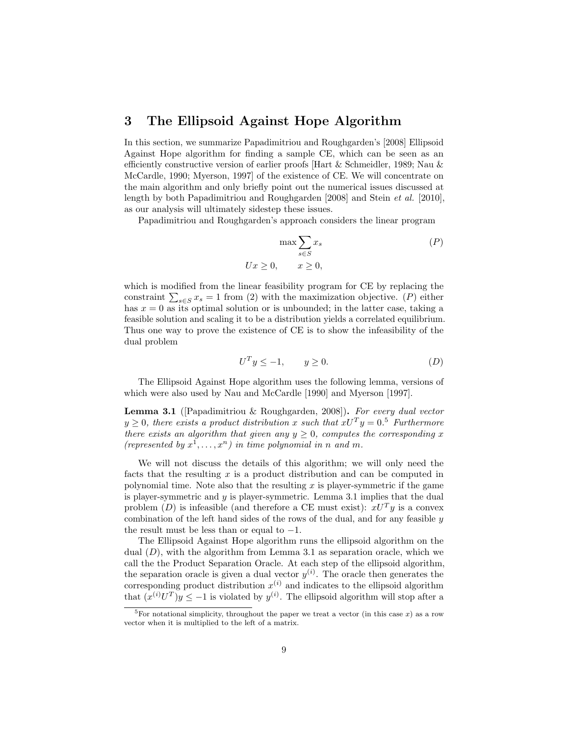## 3 The Ellipsoid Against Hope Algorithm

In this section, we summarize Papadimitriou and Roughgarden's [2008] Ellipsoid Against Hope algorithm for finding a sample CE, which can be seen as an efficiently constructive version of earlier proofs [Hart & Schmeidler, 1989; Nau & McCardle, 1990; Myerson, 1997] of the existence of CE. We will concentrate on the main algorithm and only briefly point out the numerical issues discussed at length by both Papadimitriou and Roughgarden [2008] and Stein *et al.* [2010], as our analysis will ultimately sidestep these issues.

Papadimitriou and Roughgarden's approach considers the linear program

$$\max \sum_{s \in S} x_s \tag{$P$}$$

$$Ux \geq 0, \qquad x \geq 0,$$

which is modified from the linear feasibility program for CE by replacing the constraint $\sum_{s \in S} x_s = 1$ from (2) with the maximization objective. ($P$) either has $x = 0$ as its optimal solution or is unbounded; in the latter case, taking a feasible solution and scaling it to be a distribution yields a correlated equilibrium. Thus one way to prove the existence of CE is to show the infeasibility of the dual problem

$$U^T y \leq -1, \qquad y \geq 0. \tag{$D$}$$

The Ellipsoid Against Hope algorithm uses the following lemma, versions of which were also used by Nau and McCardle [1990] and Myerson [1997].

**Lemma 3.1** ([Papadimitriou & Roughgarden, 2008]). *For every dual vector $y \geq 0$, there exists a product distribution $x$ such that $xU^T y = 0$.*[5] *Furthermore there exists an algorithm that given any $y \geq 0$, computes the corresponding $x$ (represented by $x^1, \ldots, x^n$) in time polynomial in $n$ and $m$.*

We will not discuss the details of this algorithm; we will only need the facts that the resulting $x$ is a product distribution and can be computed in polynomial time. Note also that the resulting $x$ is player-symmetric if the game is player-symmetric and $y$ is player-symmetric. Lemma 3.1 implies that the dual problem ($D$) is infeasible (and therefore a CE must exist): $xU^T y$ is a convex combination of the left hand sides of the rows of the dual, and for any feasible $y$ the result must be less than or equal to $-1$.

The Ellipsoid Against Hope algorithm runs the ellipsoid algorithm on the dual ($D$), with the algorithm from Lemma 3.1 as separation oracle, which we call the the Product Separation Oracle. At each step of the ellipsoid algorithm, the separation oracle is given a dual vector $y^{(i)}$. The oracle then generates the corresponding product distribution $x^{(i)}$ and indicates to the ellipsoid algorithm that $(x^{(i)}U^T)y \leq -1$ is violated by $y^{(i)}$. The ellipsoid algorithm will stop after a

[5] For notational simplicity, throughout the paper we treat a vector (in this case $x$) as a row vector when it is multiplied to the left of a matrix.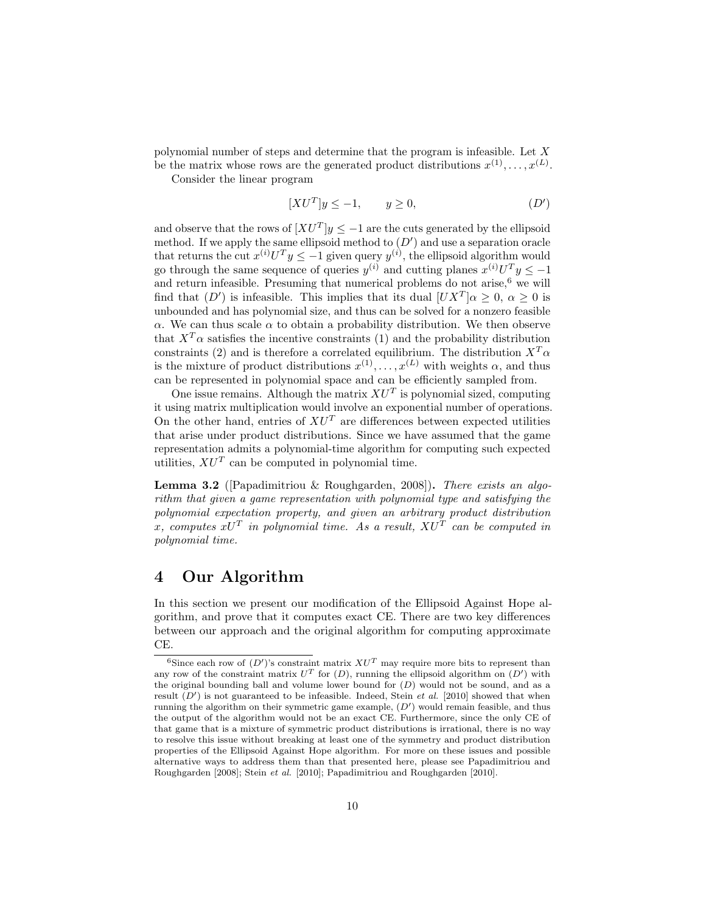polynomial number of steps and determine that the program is infeasible. Let $X$ be the matrix whose rows are the generated product distributions $x^{(1)}, \ldots, x^{(L)}$.

Consider the linear program

$$[XU^T]y \leq -1, \qquad y \geq 0, \tag{$D'$}$$

and observe that the rows of $[XU^T]y \leq -1$ are the cuts generated by the ellipsoid method. If we apply the same ellipsoid method to $(D')$ and use a separation oracle that returns the cut $x^{(i)}U^T y \leq -1$ given query $y^{(i)}$, the ellipsoid algorithm would go through the same sequence of queries $y^{(i)}$ and cutting planes $x^{(i)}U^T y \leq -1$ and return infeasible. Presuming that numerical problems do not arise,[6] we will find that $(D')$ is infeasible. This implies that its dual $[UX^T]\alpha \geq 0$, $\alpha \geq 0$ is unbounded and has polynomial size, and thus can be solved for a nonzero feasible $\alpha$. We can thus scale $\alpha$ to obtain a probability distribution. We then observe that $X^T\alpha$ satisfies the incentive constraints (1) and the probability distribution constraints (2) and is therefore a correlated equilibrium. The distribution $X^T\alpha$ is the mixture of product distributions $x^{(1)}, \ldots, x^{(L)}$ with weights $\alpha$, and thus can be represented in polynomial space and can be efficiently sampled from.

One issue remains. Although the matrix $XU^T$ is polynomial sized, computing it using matrix multiplication would involve an exponential number of operations. On the other hand, entries of $XU^T$ are differences between expected utilities that arise under product distributions. Since we have assumed that the game representation admits a polynomial-time algorithm for computing such expected utilities, $XU^T$ can be computed in polynomial time.

**Lemma 3.2** ([Papadimitriou & Roughgarden, 2008])**.** *There exists an algorithm that given a game representation with polynomial type and satisfying the polynomial expectation property, and given an arbitrary product distribution $x$, computes $xU^T$ in polynomial time. As a result, $XU^T$ can be computed in polynomial time.*

# 4 Our Algorithm

In this section we present our modification of the Ellipsoid Against Hope algorithm, and prove that it computes exact CE. There are two key differences between our approach and the original algorithm for computing approximate CE.

[6] Since each row of $(D')$'s constraint matrix $XU^T$ may require more bits to represent than any row of the constraint matrix $U^T$ for $(D)$, running the ellipsoid algorithm on $(D')$ with the original bounding ball and volume lower bound for $(D)$ would not be sound, and as a result $(D')$ is not guaranteed to be infeasible. Indeed, Stein *et al.* [2010] showed that when running the algorithm on their symmetric game example, $(D')$ would remain feasible, and thus the output of the algorithm would not be an exact CE. Furthermore, since the only CE of that game that is a mixture of symmetric product distributions is irrational, there is no way to resolve this issue without breaking at least one of the symmetry and product distribution properties of the Ellipsoid Against Hope algorithm. For more on these issues and possible alternative ways to address them than that presented here, please see Papadimitriou and Roughgarden [2008]; Stein *et al.* [2010]; Papadimitriou and Roughgarden [2010].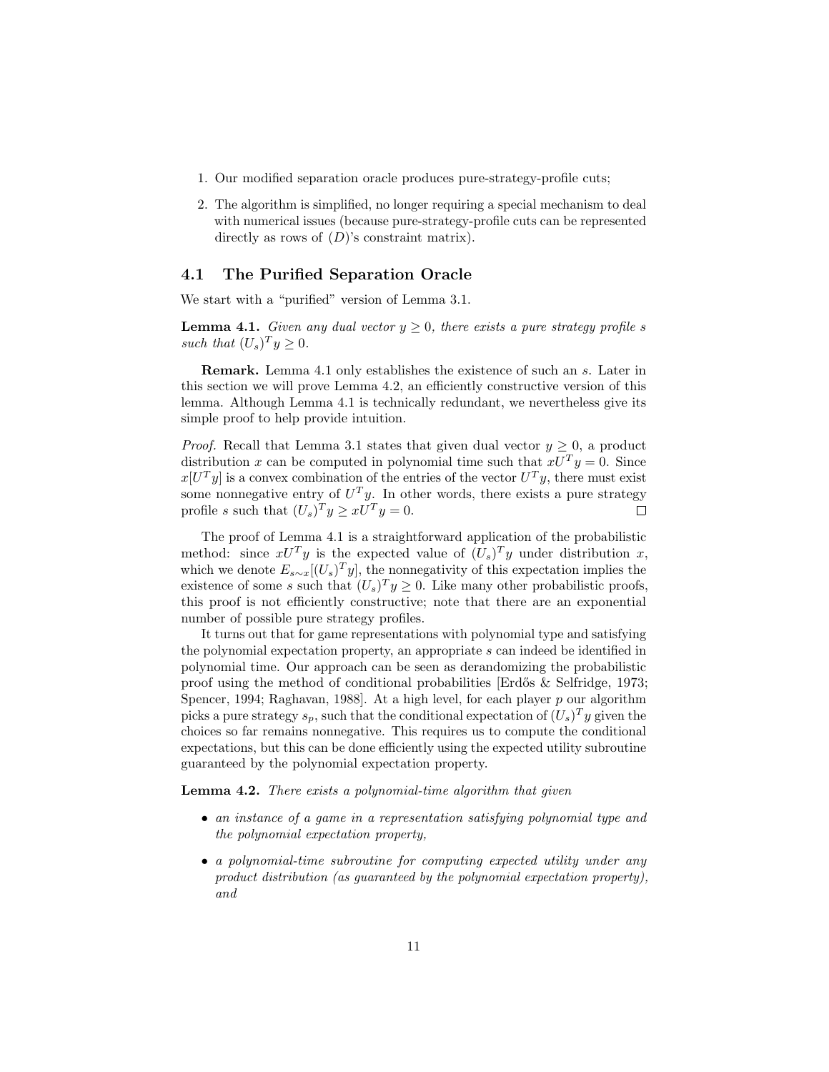1. Our modified separation oracle produces pure-strategy-profile cuts;
2. The algorithm is simplified, no longer requiring a special mechanism to deal with numerical issues (because pure-strategy-profile cuts can be represented directly as rows of $(D)$'s constraint matrix).

### 4.1 The Purified Separation Oracle

We start with a "purified" version of Lemma 3.1.

**Lemma 4.1.** *Given any dual vector $y \geq 0$, there exists a pure strategy profile $s$ such that $(U_s)^T y \geq 0$.*

**Remark.** Lemma 4.1 only establishes the existence of such an $s$. Later in this section we will prove Lemma 4.2, an efficiently constructive version of this lemma. Although Lemma 4.1 is technically redundant, we nevertheless give its simple proof to help provide intuition.

*Proof.* Recall that Lemma 3.1 states that given dual vector $y \geq 0$, a product distribution $x$ can be computed in polynomial time such that $xU^T y = 0$. Since $x[U^T y]$ is a convex combination of the entries of the vector $U^T y$, there must exist some nonnegative entry of $U^T y$. In other words, there exists a pure strategy profile $s$ such that $(U_s)^T y \geq xU^T y = 0$. □

The proof of Lemma 4.1 is a straightforward application of the probabilistic method: since $xU^T y$ is the expected value of $(U_s)^T y$ under distribution $x$, which we denote $E_{s \sim x}[(U_s)^T y]$, the nonnegativity of this expectation implies the existence of some $s$ such that $(U_s)^T y \geq 0$. Like many other probabilistic proofs, this proof is not efficiently constructive; note that there are an exponential number of possible pure strategy profiles.

It turns out that for game representations with polynomial type and satisfying the polynomial expectation property, an appropriate $s$ can indeed be identified in polynomial time. Our approach can be seen as derandomizing the probabilistic proof using the method of conditional probabilities [Erdős & Selfridge, 1973; Spencer, 1994; Raghavan, 1988]. At a high level, for each player $p$ our algorithm picks a pure strategy $s_p$, such that the conditional expectation of $(U_s)^T y$ given the choices so far remains nonnegative. This requires us to compute the conditional expectations, but this can be done efficiently using the expected utility subroutine guaranteed by the polynomial expectation property.

**Lemma 4.2.** *There exists a polynomial-time algorithm that given*

- *an instance of a game in a representation satisfying polynomial type and the polynomial expectation property,*
- *a polynomial-time subroutine for computing expected utility under any product distribution (as guaranteed by the polynomial expectation property), and*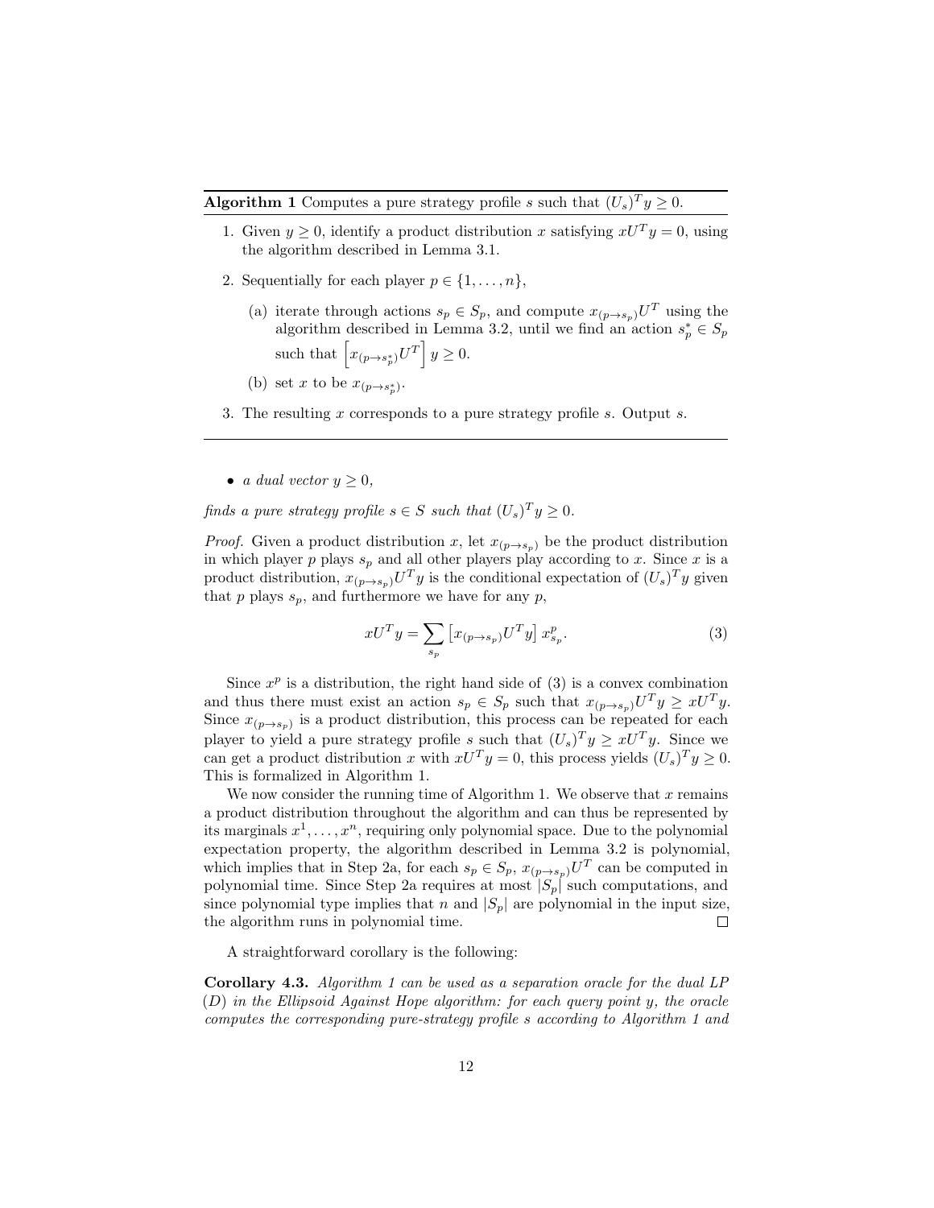**Algorithm 1** Computes a pure strategy profile $s$ such that $(U_s)^T y \geq 0$.

1. Given $y \geq 0$, identify a product distribution $x$ satisfying $xU^T y = 0$, using the algorithm described in Lemma 3.1.
2. Sequentially for each player $p \in \{1, \ldots, n\}$,
   (a) iterate through actions $s_p \in S_p$, and compute $x_{(p \to s_p)} U^T$ using the algorithm described in Lemma 3.2, until we find an action $s_p^* \in S_p$ such that $\left[x_{(p \to s_p^*)} U^T\right] y \geq 0$.
   (b) set $x$ to be $x_{(p \to s_p^*)}$.
3. The resulting $x$ corresponds to a pure strategy profile $s$. Output $s$.

- *a dual vector* $y \geq 0$,

*finds a pure strategy profile* $s \in S$ *such that* $(U_s)^T y \geq 0$.

*Proof.* Given a product distribution $x$, let $x_{(p \to s_p)}$ be the product distribution in which player $p$ plays $s_p$ and all other players play according to $x$. Since $x$ is a product distribution, $x_{(p \to s_p)} U^T y$ is the conditional expectation of $(U_s)^T y$ given that $p$ plays $s_p$, and furthermore we have for any $p$,

$$xU^T y = \sum_{s_p} \left[x_{(p \to s_p)} U^T y\right] x_{s_p}^p. \tag{3}$$

Since $x^p$ is a distribution, the right hand side of (3) is a convex combination and thus there must exist an action $s_p \in S_p$ such that $x_{(p \to s_p)} U^T y \geq xU^T y$. Since $x_{(p \to s_p)}$ is a product distribution, this process can be repeated for each player to yield a pure strategy profile $s$ such that $(U_s)^T y \geq xU^T y$. Since we can get a product distribution $x$ with $xU^T y = 0$, this process yields $(U_s)^T y \geq 0$. This is formalized in Algorithm 1.

We now consider the running time of Algorithm 1. We observe that $x$ remains a product distribution throughout the algorithm and can thus be represented by its marginals $x^1, \ldots, x^n$, requiring only polynomial space. Due to the polynomial expectation property, the algorithm described in Lemma 3.2 is polynomial, which implies that in Step 2a, for each $s_p \in S_p$, $x_{(p \to s_p)} U^T$ can be computed in polynomial time. Since Step 2a requires at most $|S_p|$ such computations, and since polynomial type implies that $n$ and $|S_p|$ are polynomial in the input size, the algorithm runs in polynomial time. ☐

A straightforward corollary is the following:

**Corollary 4.3.** *Algorithm 1 can be used as a separation oracle for the dual LP (D) in the Ellipsoid Against Hope algorithm: for each query point $y$, the oracle computes the corresponding pure-strategy profile $s$ according to Algorithm 1 and*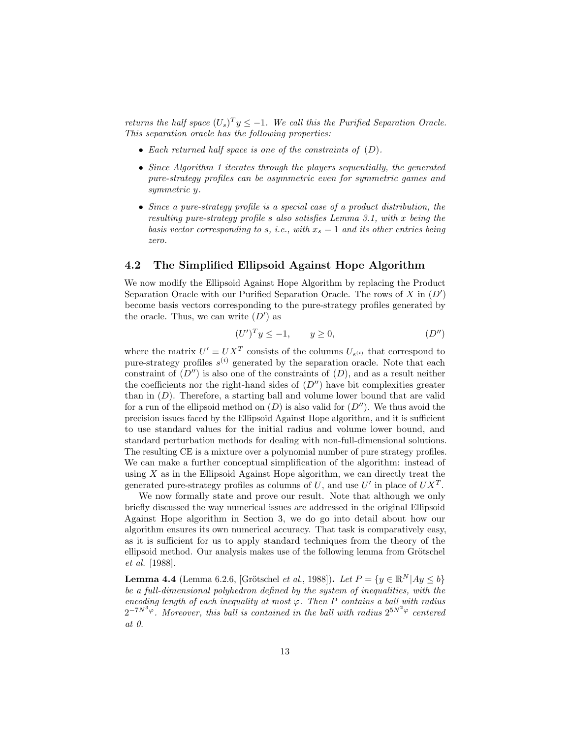*returns the half space $(U_s)^T y \leq -1$. We call this the Purified Separation Oracle. This separation oracle has the following properties:*

- *Each returned half space is one of the constraints of $(D)$.*
- *Since Algorithm 1 iterates through the players sequentially, the generated pure-strategy profiles can be asymmetric even for symmetric games and symmetric $y$.*
- *Since a pure-strategy profile is a special case of a product distribution, the resulting pure-strategy profile $s$ also satisfies Lemma 3.1, with $x$ being the basis vector corresponding to $s$, i.e., with $x_s = 1$ and its other entries being zero.*

## 4.2 The Simplified Ellipsoid Against Hope Algorithm

We now modify the Ellipsoid Against Hope Algorithm by replacing the Product Separation Oracle with our Purified Separation Oracle. The rows of $X$ in $(D')$ become basis vectors corresponding to the pure-strategy profiles generated by the oracle. Thus, we can write $(D')$ as

$$(U')^T y \leq -1, \qquad y \geq 0, \tag{$D''$}$$

where the matrix $U' \equiv UX^T$ consists of the columns $U_{s^{(i)}}$ that correspond to pure-strategy profiles $s^{(i)}$ generated by the separation oracle. Note that each constraint of $(D'')$ is also one of the constraints of $(D)$, and as a result neither the coefficients nor the right-hand sides of $(D'')$ have bit complexities greater than in $(D)$. Therefore, a starting ball and volume lower bound that are valid for a run of the ellipsoid method on $(D)$ is also valid for $(D'')$. We thus avoid the precision issues faced by the Ellipsoid Against Hope algorithm, and it is sufficient to use standard values for the initial radius and volume lower bound, and standard perturbation methods for dealing with non-full-dimensional solutions. The resulting CE is a mixture over a polynomial number of pure strategy profiles. We can make a further conceptual simplification of the algorithm: instead of using $X$ as in the Ellipsoid Against Hope algorithm, we can directly treat the generated pure-strategy profiles as columns of $U$, and use $U'$ in place of $UX^T$.

We now formally state and prove our result. Note that although we only briefly discussed the way numerical issues are addressed in the original Ellipsoid Against Hope algorithm in Section 3, we do go into detail about how our algorithm ensures its own numerical accuracy. That task is comparatively easy, as it is sufficient for us to apply standard techniques from the theory of the ellipsoid method. Our analysis makes use of the following lemma from Grötschel *et al.* [1988].

**Lemma 4.4** (Lemma 6.2.6, [Grötschel *et al.*, 1988])**.** *Let $P = \{y \in \mathbb{R}^N | Ay \leq b\}$ be a full-dimensional polyhedron defined by the system of inequalities, with the encoding length of each inequality at most $\varphi$. Then $P$ contains a ball with radius $2^{-7N^3\varphi}$. Moreover, this ball is contained in the ball with radius $2^{5N^2\varphi}$ centered at 0.*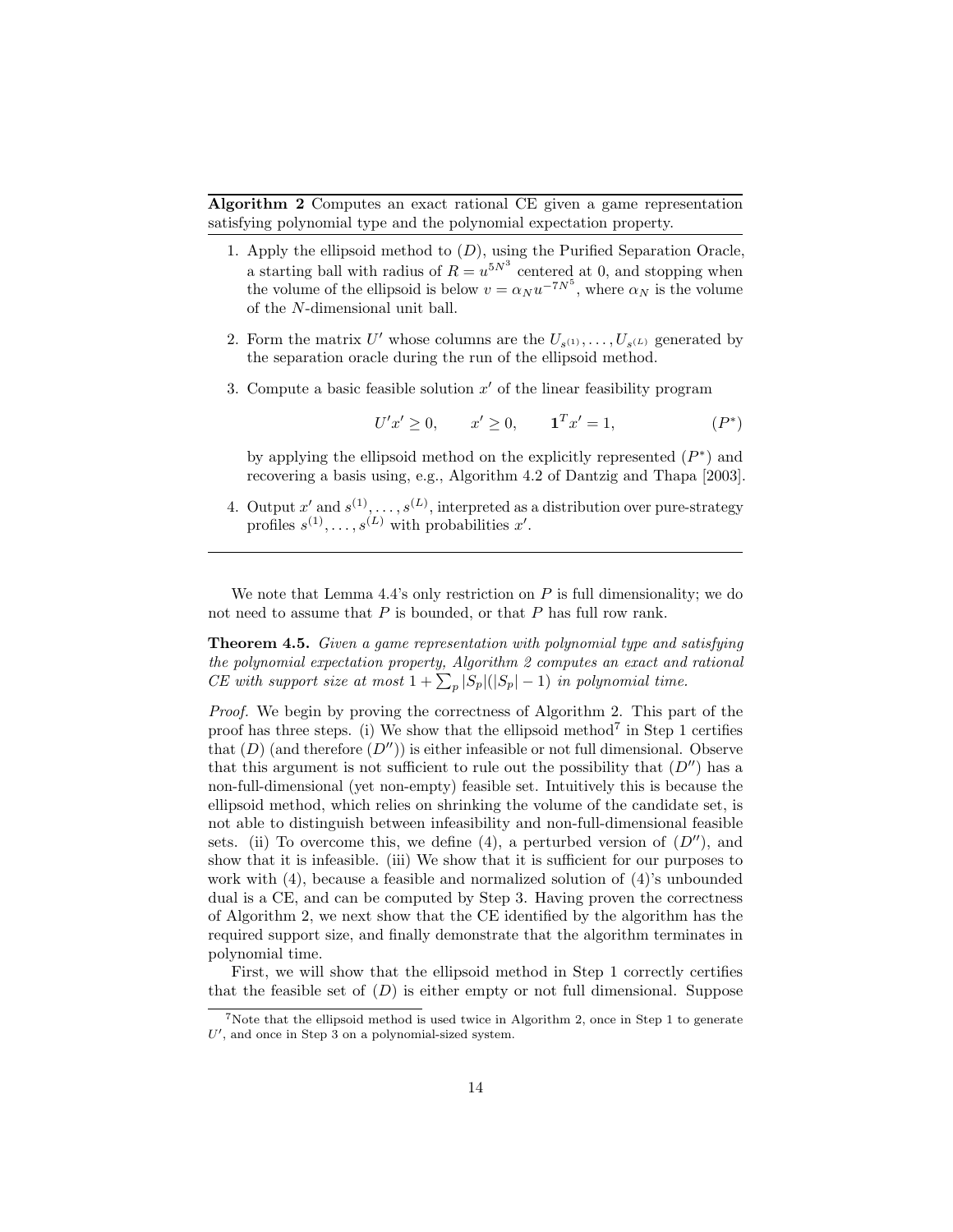**Algorithm 2** Computes an exact rational CE given a game representation satisfying polynomial type and the polynomial expectation property.

1. Apply the ellipsoid method to $(D)$, using the Purified Separation Oracle, a starting ball with radius of $R = u^{5N^3}$ centered at 0, and stopping when the volume of the ellipsoid is below $v = \alpha_N u^{-7N^5}$, where $\alpha_N$ is the volume of the $N$-dimensional unit ball.
2. Form the matrix $U'$ whose columns are the $U_{s^{(1)}}, \dots, U_{s^{(L)}}$ generated by the separation oracle during the run of the ellipsoid method.
3. Compute a basic feasible solution $x'$ of the linear feasibility program

$$U'x' \geq 0, \qquad x' \geq 0, \qquad \mathbf{1}^T x' = 1, \qquad (P^*)$$

   by applying the ellipsoid method on the explicitly represented $(P^*)$ and recovering a basis using, e.g., Algorithm 4.2 of Dantzig and Thapa [2003].
4. Output $x'$ and $s^{(1)}, \dots, s^{(L)}$, interpreted as a distribution over pure-strategy profiles $s^{(1)}, \dots, s^{(L)}$ with probabilities $x'$.

---

We note that Lemma 4.4's only restriction on $P$ is full dimensionality; we do not need to assume that $P$ is bounded, or that $P$ has full row rank.

**Theorem 4.5.** *Given a game representation with polynomial type and satisfying the polynomial expectation property, Algorithm 2 computes an exact and rational CE with support size at most $1 + \sum_p |S_p|(|S_p| - 1)$ in polynomial time.*

*Proof.* We begin by proving the correctness of Algorithm 2. This part of the proof has three steps. (i) We show that the ellipsoid method[7] in Step 1 certifies that $(D)$ (and therefore $(D'')$) is either infeasible or not full dimensional. Observe that this argument is not sufficient to rule out the possibility that $(D'')$ has a non-full-dimensional (yet non-empty) feasible set. Intuitively this is because the ellipsoid method, which relies on shrinking the volume of the candidate set, is not able to distinguish between infeasibility and non-full-dimensional feasible sets. (ii) To overcome this, we define (4), a perturbed version of $(D'')$, and show that it is infeasible. (iii) We show that it is sufficient for our purposes to work with (4), because a feasible and normalized solution of (4)'s unbounded dual is a CE, and can be computed by Step 3. Having proven the correctness of Algorithm 2, we next show that the CE identified by the algorithm has the required support size, and finally demonstrate that the algorithm terminates in polynomial time.

First, we will show that the ellipsoid method in Step 1 correctly certifies that the feasible set of $(D)$ is either empty or not full dimensional. Suppose

[7] Note that the ellipsoid method is used twice in Algorithm 2, once in Step 1 to generate $U'$, and once in Step 3 on a polynomial-sized system.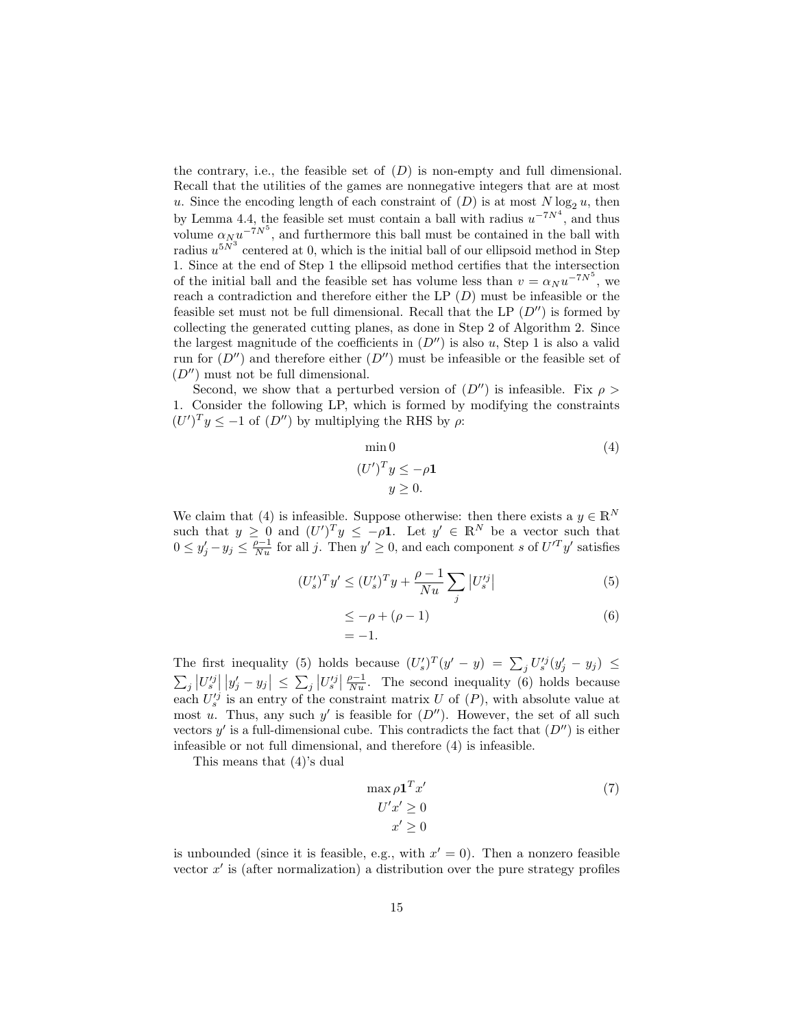the contrary, i.e., the feasible set of $(D)$ is non-empty and full dimensional. Recall that the utilities of the games are nonnegative integers that are at most $u$. Since the encoding length of each constraint of $(D)$ is at most $N \log_2 u$, then by Lemma 4.4, the feasible set must contain a ball with radius $u^{-7N^4}$, and thus volume $\alpha_N u^{-7N^5}$, and furthermore this ball must be contained in the ball with radius $u^{5N^3}$ centered at 0, which is the initial ball of our ellipsoid method in Step 1. Since at the end of Step 1 the ellipsoid method certifies that the intersection of the initial ball and the feasible set has volume less than $v = \alpha_N u^{-7N^5}$, we reach a contradiction and therefore either the LP $(D)$ must be infeasible or the feasible set must not be full dimensional. Recall that the LP $(D'')$ is formed by collecting the generated cutting planes, as done in Step 2 of Algorithm 2. Since the largest magnitude of the coefficients in $(D'')$ is also $u$, Step 1 is also a valid run for $(D'')$ and therefore either $(D'')$ must be infeasible or the feasible set of $(D'')$ must not be full dimensional.

Second, we show that a perturbed version of $(D'')$ is infeasible. Fix $\rho > 1$. Consider the following LP, which is formed by modifying the constraints $(U')^T y \leq -1$ of $(D'')$ by multiplying the RHS by $\rho$:

$$\begin{aligned} &\min 0 \\ &(U')^T y \leq -\rho \mathbf{1} \\ &y \geq 0. \end{aligned} \tag{4}$$

We claim that (4) is infeasible. Suppose otherwise: then there exists a $y \in \mathbb{R}^N$ such that $y \geq 0$ and $(U')^T y \leq -\rho \mathbf{1}$. Let $y' \in \mathbb{R}^N$ be a vector such that $0 \leq y'_j - y_j \leq \frac{\rho - 1}{Nu}$ for all $j$. Then $y' \geq 0$, and each component $s$ of $U'^T y'$ satisfies

$$(U'_s)^T y' \leq (U'_s)^T y + \frac{\rho - 1}{Nu} \sum_j \left| U'^j_s \right| \tag{5}$$

$$\begin{aligned} &\leq -\rho + (\rho - 1) \\ &= -1. \end{aligned} \tag{6}$$

The first inequality (5) holds because $(U'_s)^T (y' - y) = \sum_j U'^j_s (y'_j - y_j) \leq \sum_j \left| U'^j_s \right| \left| y'_j - y_j \right| \leq \sum_j \left| U'^j_s \right| \frac{\rho - 1}{Nu}$. The second inequality (6) holds because each $U'^j_s$ is an entry of the constraint matrix $U$ of $(P)$, with absolute value at most $u$. Thus, any such $y'$ is feasible for $(D'')$. However, the set of all such vectors $y'$ is a full-dimensional cube. This contradicts the fact that $(D'')$ is either infeasible or not full dimensional, and therefore (4) is infeasible.

This means that (4)'s dual

$$\begin{aligned} &\max \rho \mathbf{1}^T x' \\ &U' x' \geq 0 \\ &x' \geq 0 \end{aligned} \tag{7}$$

is unbounded (since it is feasible, e.g., with $x' = 0$). Then a nonzero feasible vector $x'$ is (after normalization) a distribution over the pure strategy profiles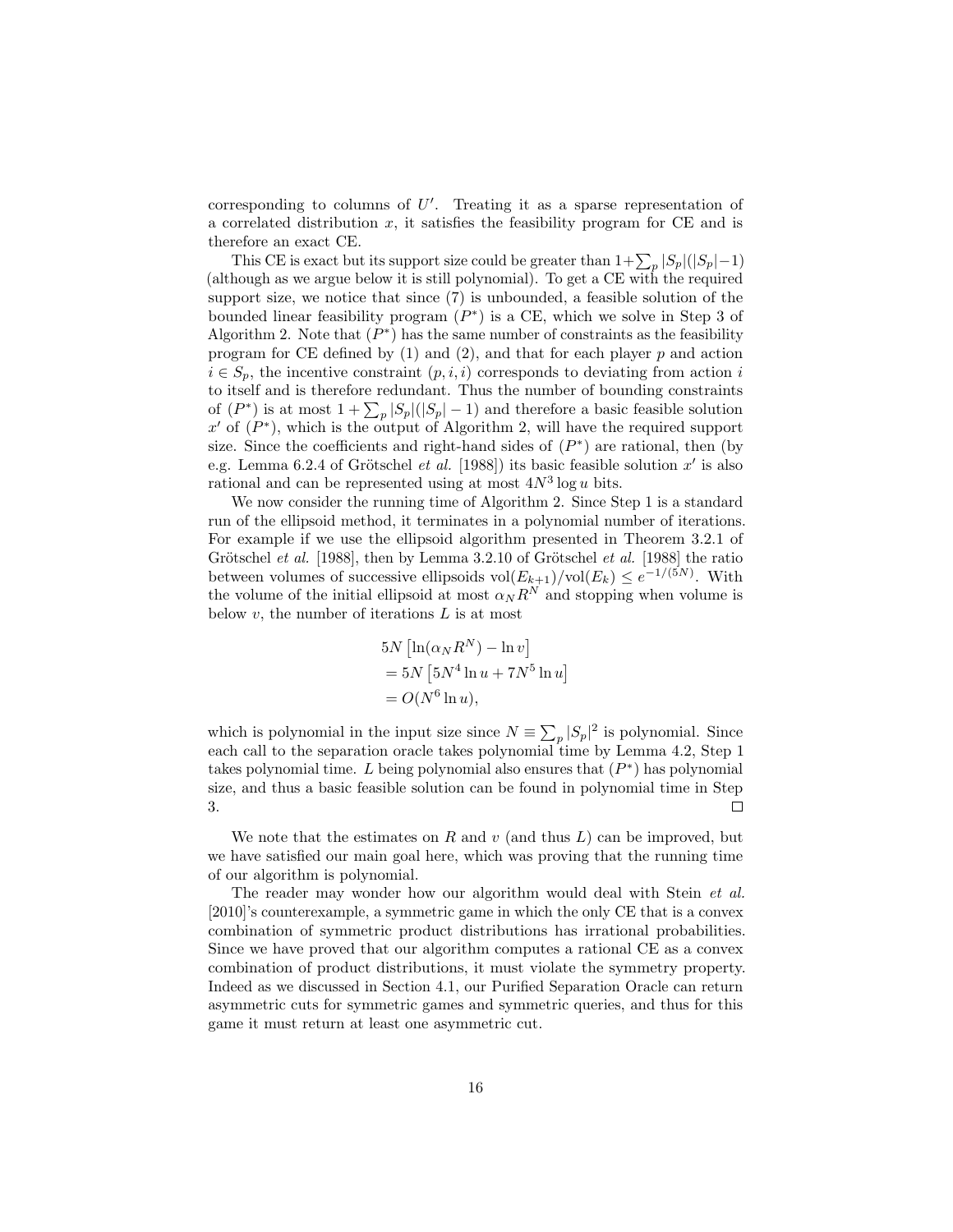corresponding to columns of $U'$. Treating it as a sparse representation of a correlated distribution $x$, it satisfies the feasibility program for CE and is therefore an exact CE.

This CE is exact but its support size could be greater than $1+\sum_p |S_p|(|S_p|-1)$ (although as we argue below it is still polynomial). To get a CE with the required support size, we notice that since (7) is unbounded, a feasible solution of the bounded linear feasibility program $(P^*)$ is a CE, which we solve in Step 3 of Algorithm 2. Note that $(P^*)$ has the same number of constraints as the feasibility program for CE defined by (1) and (2), and that for each player $p$ and action $i \in S_p$, the incentive constraint $(p, i, i)$ corresponds to deviating from action $i$ to itself and is therefore redundant. Thus the number of bounding constraints of $(P^*)$ is at most $1 + \sum_p |S_p|(|S_p| - 1)$ and therefore a basic feasible solution $x'$ of $(P^*)$, which is the output of Algorithm 2, will have the required support size. Since the coefficients and right-hand sides of $(P^*)$ are rational, then (by e.g. Lemma 6.2.4 of Grötschel *et al.* [1988]) its basic feasible solution $x'$ is also rational and can be represented using at most $4N^3 \log u$ bits.

We now consider the running time of Algorithm 2. Since Step 1 is a standard run of the ellipsoid method, it terminates in a polynomial number of iterations. For example if we use the ellipsoid algorithm presented in Theorem 3.2.1 of Grötschel *et al.* [1988], then by Lemma 3.2.10 of Grötschel *et al.* [1988] the ratio between volumes of successive ellipsoids $\mathrm{vol}(E_{k+1})/\mathrm{vol}(E_k) \leq e^{-1/(5N)}$. With the volume of the initial ellipsoid at most $\alpha_N R^N$ and stopping when volume is below $v$, the number of iterations $L$ is at most

$$
\begin{aligned}
&5N \left[\ln(\alpha_N R^N) - \ln v\right] \\
&= 5N \left[5N^4 \ln u + 7N^5 \ln u\right] \\
&= O(N^6 \ln u),
\end{aligned}
$$

which is polynomial in the input size since $N \equiv \sum_p |S_p|^2$ is polynomial. Since each call to the separation oracle takes polynomial time by Lemma 4.2, Step 1 takes polynomial time. $L$ being polynomial also ensures that $(P^*)$ has polynomial size, and thus a basic feasible solution can be found in polynomial time in Step 3. ◻

We note that the estimates on $R$ and $v$ (and thus $L$) can be improved, but we have satisfied our main goal here, which was proving that the running time of our algorithm is polynomial.

The reader may wonder how our algorithm would deal with Stein *et al.* [2010]'s counterexample, a symmetric game in which the only CE that is a convex combination of symmetric product distributions has irrational probabilities. Since we have proved that our algorithm computes a rational CE as a convex combination of product distributions, it must violate the symmetry property. Indeed as we discussed in Section 4.1, our Purified Separation Oracle can return asymmetric cuts for symmetric games and symmetric queries, and thus for this game it must return at least one asymmetric cut.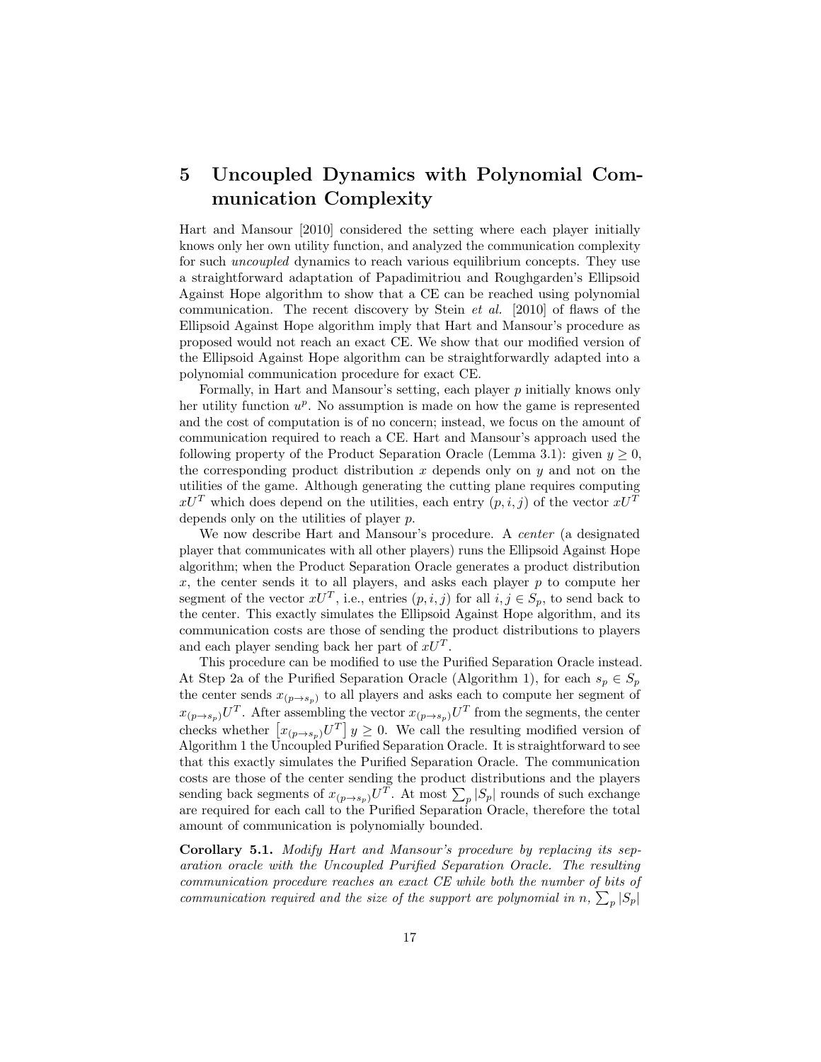# 5 Uncoupled Dynamics with Polynomial Communication Complexity

Hart and Mansour [2010] considered the setting where each player initially knows only her own utility function, and analyzed the communication complexity for such *uncoupled* dynamics to reach various equilibrium concepts. They use a straightforward adaptation of Papadimitriou and Roughgarden's Ellipsoid Against Hope algorithm to show that a CE can be reached using polynomial communication. The recent discovery by Stein *et al.* [2010] of flaws of the Ellipsoid Against Hope algorithm imply that Hart and Mansour's procedure as proposed would not reach an exact CE. We show that our modified version of the Ellipsoid Against Hope algorithm can be straightforwardly adapted into a polynomial communication procedure for exact CE.

Formally, in Hart and Mansour's setting, each player $p$ initially knows only her utility function $u^p$. No assumption is made on how the game is represented and the cost of computation is of no concern; instead, we focus on the amount of communication required to reach a CE. Hart and Mansour's approach used the following property of the Product Separation Oracle (Lemma 3.1): given $y \geq 0$, the corresponding product distribution $x$ depends only on $y$ and not on the utilities of the game. Although generating the cutting plane requires computing $xU^T$ which does depend on the utilities, each entry $(p, i, j)$ of the vector $xU^T$ depends only on the utilities of player $p$.

We now describe Hart and Mansour's procedure. A *center* (a designated player that communicates with all other players) runs the Ellipsoid Against Hope algorithm; when the Product Separation Oracle generates a product distribution $x$, the center sends it to all players, and asks each player $p$ to compute her segment of the vector $xU^T$, i.e., entries $(p, i, j)$ for all $i, j \in S_p$, to send back to the center. This exactly simulates the Ellipsoid Against Hope algorithm, and its communication costs are those of sending the product distributions to players and each player sending back her part of $xU^T$.

This procedure can be modified to use the Purified Separation Oracle instead. At Step 2a of the Purified Separation Oracle (Algorithm 1), for each $s_p \in S_p$ the center sends $x_{(p \to s_p)}$ to all players and asks each to compute her segment of $x_{(p \to s_p)}U^T$. After assembling the vector $x_{(p \to s_p)}U^T$ from the segments, the center checks whether $\left[x_{(p \to s_p)}U^T\right] y \geq 0$. We call the resulting modified version of Algorithm 1 the Uncoupled Purified Separation Oracle. It is straightforward to see that this exactly simulates the Purified Separation Oracle. The communication costs are those of the center sending the product distributions and the players sending back segments of $x_{(p \to s_p)}U^T$. At most $\sum_p |S_p|$ rounds of such exchange are required for each call to the Purified Separation Oracle, therefore the total amount of communication is polynomially bounded.

**Corollary 5.1.** *Modify Hart and Mansour's procedure by replacing its separation oracle with the Uncoupled Purified Separation Oracle. The resulting communication procedure reaches an exact CE while both the number of bits of communication required and the size of the support are polynomial in $n$, $\sum_p |S_p|$*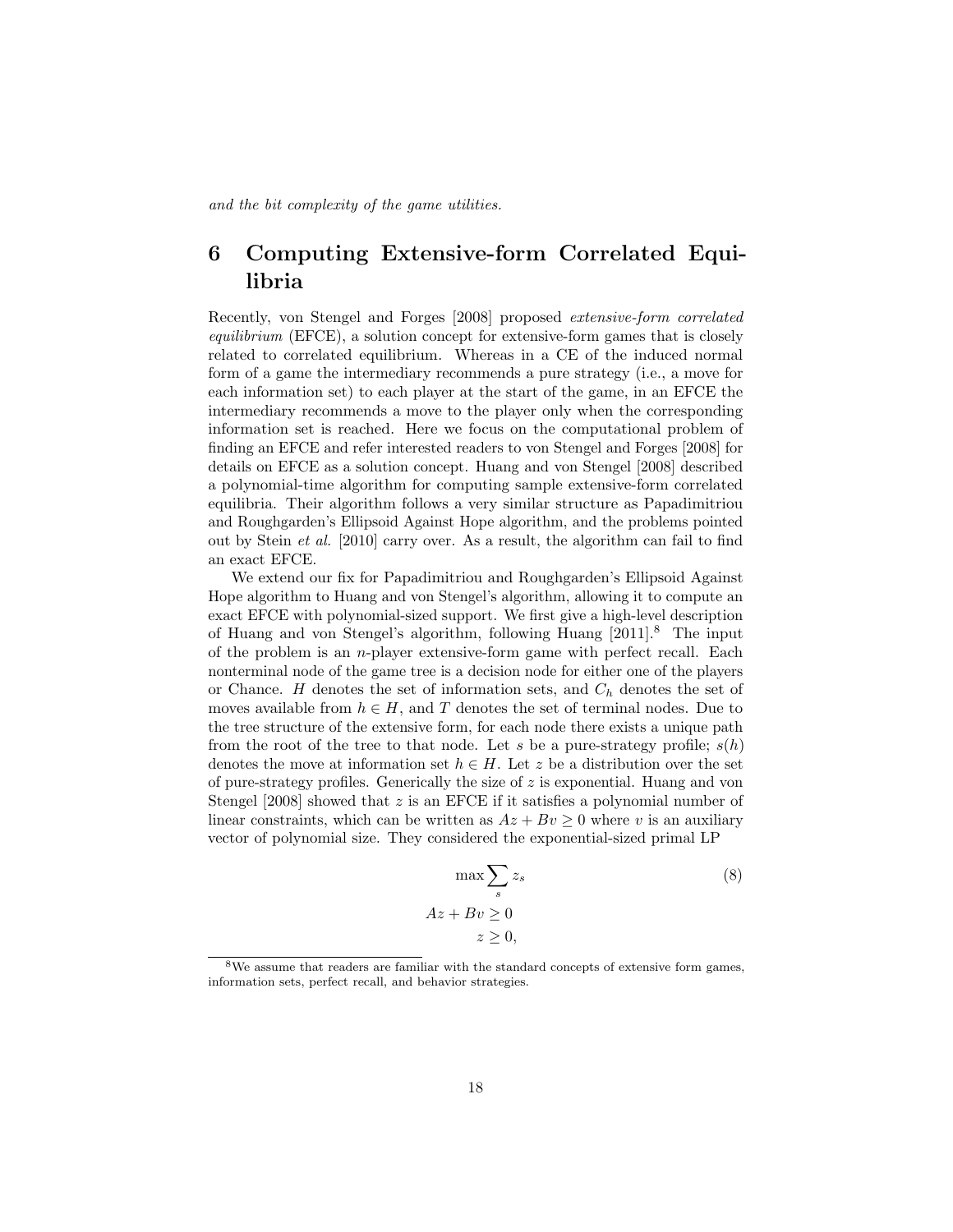*and the bit complexity of the game utilities.*

# 6 Computing Extensive-form Correlated Equilibria

Recently, von Stengel and Forges [2008] proposed *extensive-form correlated equilibrium* (EFCE), a solution concept for extensive-form games that is closely related to correlated equilibrium. Whereas in a CE of the induced normal form of a game the intermediary recommends a pure strategy (i.e., a move for each information set) to each player at the start of the game, in an EFCE the intermediary recommends a move to the player only when the corresponding information set is reached. Here we focus on the computational problem of finding an EFCE and refer interested readers to von Stengel and Forges [2008] for details on EFCE as a solution concept. Huang and von Stengel [2008] described a polynomial-time algorithm for computing sample extensive-form correlated equilibria. Their algorithm follows a very similar structure as Papadimitriou and Roughgarden's Ellipsoid Against Hope algorithm, and the problems pointed out by Stein *et al.* [2010] carry over. As a result, the algorithm can fail to find an exact EFCE.

We extend our fix for Papadimitriou and Roughgarden's Ellipsoid Against Hope algorithm to Huang and von Stengel's algorithm, allowing it to compute an exact EFCE with polynomial-sized support. We first give a high-level description of Huang and von Stengel's algorithm, following Huang [2011].[8] The input of the problem is an $n$-player extensive-form game with perfect recall. Each nonterminal node of the game tree is a decision node for either one of the players or Chance. $H$ denotes the set of information sets, and $C_h$ denotes the set of moves available from $h \in H$, and $T$ denotes the set of terminal nodes. Due to the tree structure of the extensive form, for each node there exists a unique path from the root of the tree to that node. Let $s$ be a pure-strategy profile; $s(h)$ denotes the move at information set $h \in H$. Let $z$ be a distribution over the set of pure-strategy profiles. Generically the size of $z$ is exponential. Huang and von Stengel [2008] showed that $z$ is an EFCE if it satisfies a polynomial number of linear constraints, which can be written as $Az + Bv \geq 0$ where $v$ is an auxiliary vector of polynomial size. They considered the exponential-sized primal LP

$$\begin{aligned} \max \sum_s z_s \qquad\qquad (8) \\ Az + Bv \geq 0 \\ z \geq 0, \end{aligned}$$

[8] We assume that readers are familiar with the standard concepts of extensive form games, information sets, perfect recall, and behavior strategies.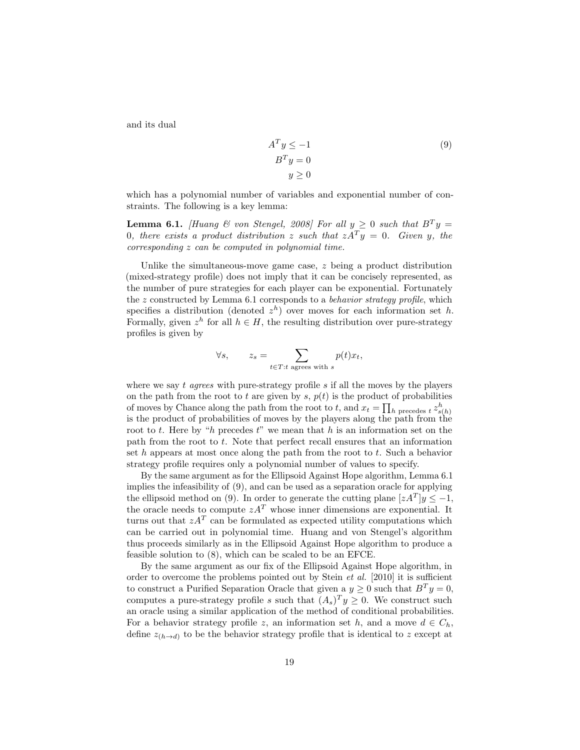and its dual

$$
\begin{aligned}
A^T y &\leq -1 \\
B^T y &= 0 \\
y &\geq 0
\end{aligned}
\tag{9}
$$

which has a polynomial number of variables and exponential number of constraints. The following is a key lemma:

**Lemma 6.1.** *[Huang & von Stengel, 2008] For all $y \geq 0$ such that $B^T y = 0$, there exists a product distribution $z$ such that $zA^T y = 0$. Given $y$, the corresponding $z$ can be computed in polynomial time.*

Unlike the simultaneous-move game case, $z$ being a product distribution (mixed-strategy profile) does not imply that it can be concisely represented, as the number of pure strategies for each player can be exponential. Fortunately the $z$ constructed by Lemma 6.1 corresponds to a *behavior strategy profile*, which specifies a distribution (denoted $z^h$) over moves for each information set $h$. Formally, given $z^h$ for all $h \in H$, the resulting distribution over pure-strategy profiles is given by

$$
\forall s, \qquad z_s = \sum_{t \in T : t \text{ agrees with } s} p(t) x_t,
$$

where we say $t$ *agrees* with pure-strategy profile $s$ if all the moves by the players on the path from the root to $t$ are given by $s$, $p(t)$ is the product of probabilities of moves by Chance along the path from the root to $t$, and $x_t = \prod_{h \text{ precedes } t} z^h_{s(h)}$ is the product of probabilities of moves by the players along the path from the root to $t$. Here by "$h$ precedes $t$" we mean that $h$ is an information set on the path from the root to $t$. Note that perfect recall ensures that an information set $h$ appears at most once along the path from the root to $t$. Such a behavior strategy profile requires only a polynomial number of values to specify.

By the same argument as for the Ellipsoid Against Hope algorithm, Lemma 6.1 implies the infeasibility of (9), and can be used as a separation oracle for applying the ellipsoid method on (9). In order to generate the cutting plane $[zA^T]y \leq -1$, the oracle needs to compute $zA^T$ whose inner dimensions are exponential. It turns out that $zA^T$ can be formulated as expected utility computations which can be carried out in polynomial time. Huang and von Stengel's algorithm thus proceeds similarly as in the Ellipsoid Against Hope algorithm to produce a feasible solution to (8), which can be scaled to be an EFCE.

By the same argument as our fix of the Ellipsoid Against Hope algorithm, in order to overcome the problems pointed out by Stein *et al.* [2010] it is sufficient to construct a Purified Separation Oracle that given a $y \geq 0$ such that $B^T y = 0$, computes a pure-strategy profile $s$ such that $(A_s)^T y \geq 0$. We construct such an oracle using a similar application of the method of conditional probabilities. For a behavior strategy profile $z$, an information set $h$, and a move $d \in C_h$, define $z_{(h \to d)}$ to be the behavior strategy profile that is identical to $z$ except at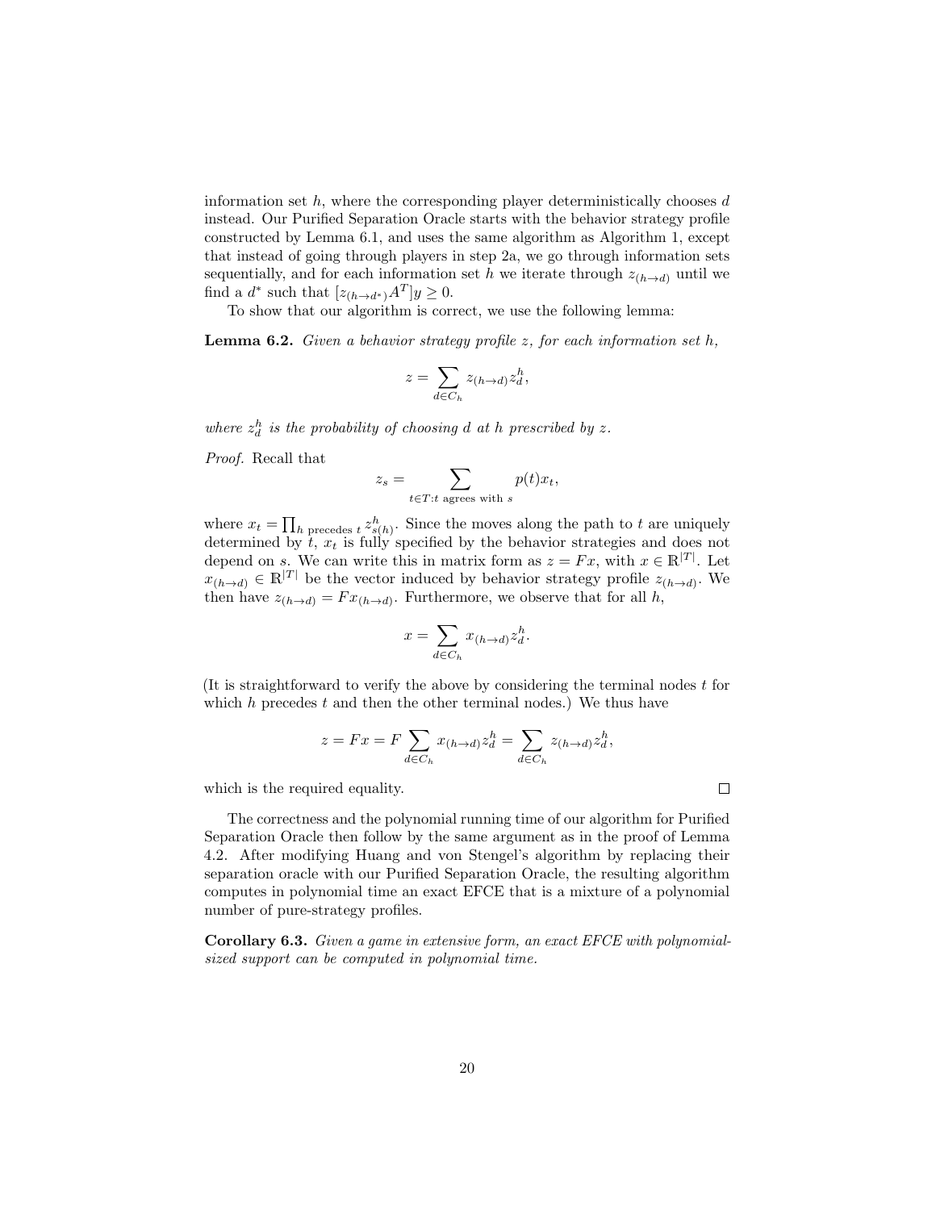information set $h$, where the corresponding player deterministically chooses $d$ instead. Our Purified Separation Oracle starts with the behavior strategy profile constructed by Lemma 6.1, and uses the same algorithm as Algorithm 1, except that instead of going through players in step 2a, we go through information sets sequentially, and for each information set $h$ we iterate through $z_{(h \to d)}$ until we find a $d^*$ such that $[z_{(h \to d^*)} A^T] y \geq 0$.

To show that our algorithm is correct, we use the following lemma:

**Lemma 6.2.** *Given a behavior strategy profile $z$, for each information set $h$,*

$$z = \sum_{d \in C_h} z_{(h \to d)} z_d^h,$$

*where $z_d^h$ is the probability of choosing $d$ at $h$ prescribed by $z$.*

*Proof.* Recall that

$$z_s = \sum_{t \in T : t \text{ agrees with } s} p(t) x_t,$$

where $x_t = \prod_{h \text{ precedes } t} z^h_{s(h)}$. Since the moves along the path to $t$ are uniquely determined by $t$, $x_t$ is fully specified by the behavior strategies and does not depend on $s$. We can write this in matrix form as $z = Fx$, with $x \in \mathbb{R}^{|T|}$. Let $x_{(h \to d)} \in \mathbb{R}^{|T|}$ be the vector induced by behavior strategy profile $z_{(h \to d)}$. We then have $z_{(h \to d)} = F x_{(h \to d)}$. Furthermore, we observe that for all $h$,

$$x = \sum_{d \in C_h} x_{(h \to d)} z_d^h.$$

(It is straightforward to verify the above by considering the terminal nodes $t$ for which $h$ precedes $t$ and then the other terminal nodes.) We thus have

$$z = Fx = F \sum_{d \in C_h} x_{(h \to d)} z_d^h = \sum_{d \in C_h} z_{(h \to d)} z_d^h,$$

which is the required equality. $\square$

The correctness and the polynomial running time of our algorithm for Purified Separation Oracle then follow by the same argument as in the proof of Lemma 4.2. After modifying Huang and von Stengel's algorithm by replacing their separation oracle with our Purified Separation Oracle, the resulting algorithm computes in polynomial time an exact EFCE that is a mixture of a polynomial number of pure-strategy profiles.

**Corollary 6.3.** *Given a game in extensive form, an exact EFCE with polynomial-sized support can be computed in polynomial time.*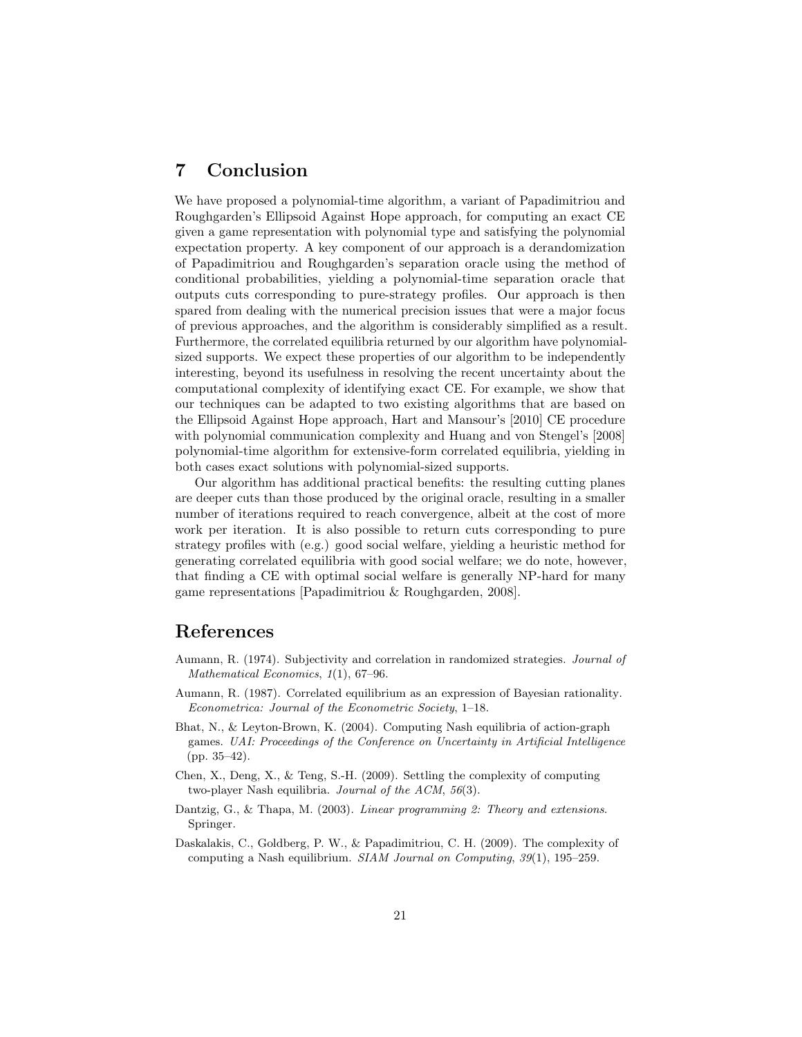## 7 Conclusion

We have proposed a polynomial-time algorithm, a variant of Papadimitriou and Roughgarden's Ellipsoid Against Hope approach, for computing an exact CE given a game representation with polynomial type and satisfying the polynomial expectation property. A key component of our approach is a derandomization of Papadimitriou and Roughgarden's separation oracle using the method of conditional probabilities, yielding a polynomial-time separation oracle that outputs cuts corresponding to pure-strategy profiles. Our approach is then spared from dealing with the numerical precision issues that were a major focus of previous approaches, and the algorithm is considerably simplified as a result. Furthermore, the correlated equilibria returned by our algorithm have polynomial-sized supports. We expect these properties of our algorithm to be independently interesting, beyond its usefulness in resolving the recent uncertainty about the computational complexity of identifying exact CE. For example, we show that our techniques can be adapted to two existing algorithms that are based on the Ellipsoid Against Hope approach, Hart and Mansour's [2010] CE procedure with polynomial communication complexity and Huang and von Stengel's [2008] polynomial-time algorithm for extensive-form correlated equilibria, yielding in both cases exact solutions with polynomial-sized supports.

Our algorithm has additional practical benefits: the resulting cutting planes are deeper cuts than those produced by the original oracle, resulting in a smaller number of iterations required to reach convergence, albeit at the cost of more work per iteration. It is also possible to return cuts corresponding to pure strategy profiles with (e.g.) good social welfare, yielding a heuristic method for generating correlated equilibria with good social welfare; we do note, however, that finding a CE with optimal social welfare is generally NP-hard for many game representations [Papadimitriou & Roughgarden, 2008].

## References

Aumann, R. (1974). Subjectivity and correlation in randomized strategies. *Journal of Mathematical Economics*, *1*(1), 67–96.

Aumann, R. (1987). Correlated equilibrium as an expression of Bayesian rationality. *Econometrica: Journal of the Econometric Society*, 1–18.

Bhat, N., & Leyton-Brown, K. (2004). Computing Nash equilibria of action-graph games. *UAI: Proceedings of the Conference on Uncertainty in Artificial Intelligence* (pp. 35–42).

Chen, X., Deng, X., & Teng, S.-H. (2009). Settling the complexity of computing two-player Nash equilibria. *Journal of the ACM*, *56*(3).

Dantzig, G., & Thapa, M. (2003). *Linear programming 2: Theory and extensions*. Springer.

Daskalakis, C., Goldberg, P. W., & Papadimitriou, C. H. (2009). The complexity of computing a Nash equilibrium. *SIAM Journal on Computing*, *39*(1), 195–259.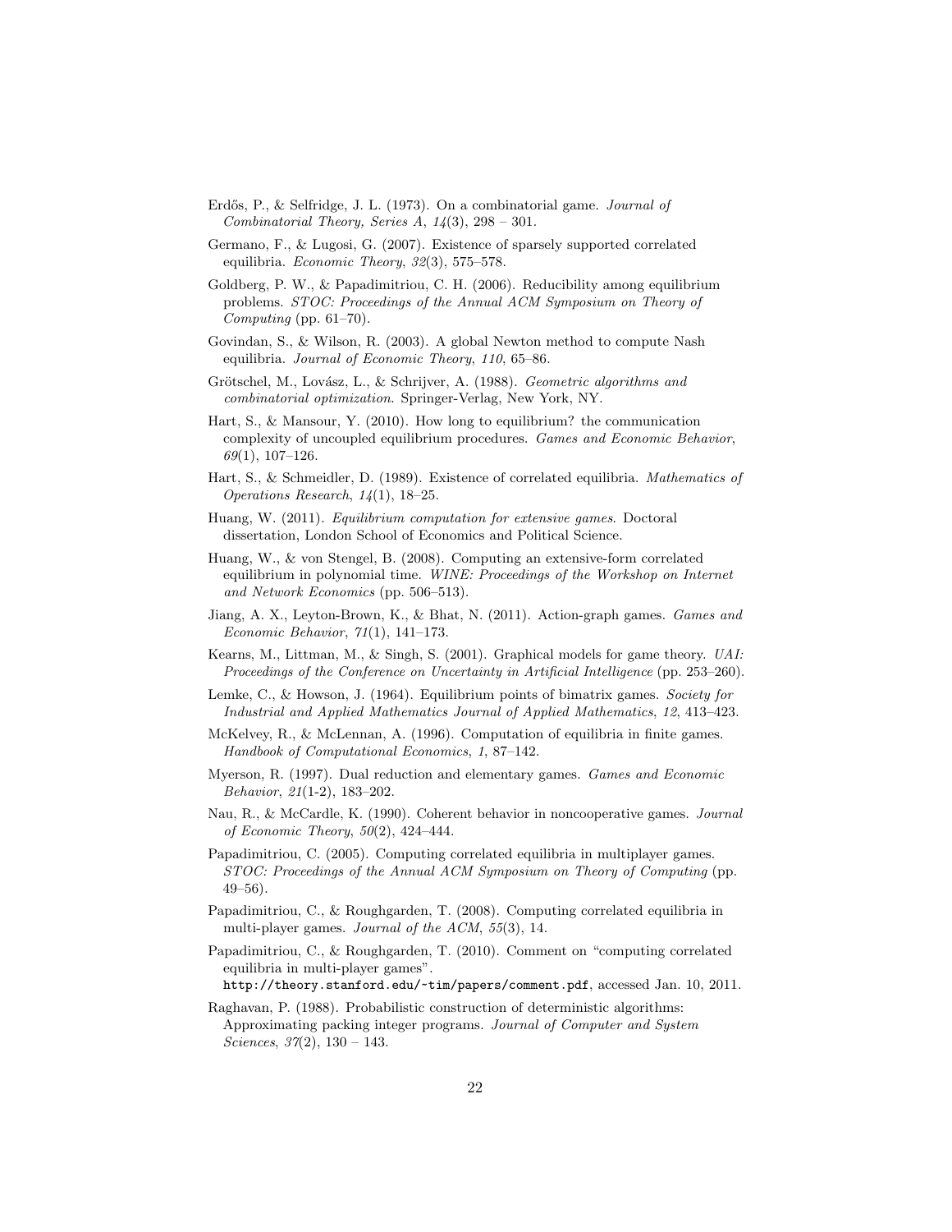Erdős, P., & Selfridge, J. L. (1973). On a combinatorial game. *Journal of Combinatorial Theory, Series A*, *14*(3), 298 – 301.

Germano, F., & Lugosi, G. (2007). Existence of sparsely supported correlated equilibria. *Economic Theory*, *32*(3), 575–578.

Goldberg, P. W., & Papadimitriou, C. H. (2006). Reducibility among equilibrium problems. *STOC: Proceedings of the Annual ACM Symposium on Theory of Computing* (pp. 61–70).

Govindan, S., & Wilson, R. (2003). A global Newton method to compute Nash equilibria. *Journal of Economic Theory*, *110*, 65–86.

Grötschel, M., Lovász, L., & Schrijver, A. (1988). *Geometric algorithms and combinatorial optimization*. Springer-Verlag, New York, NY.

Hart, S., & Mansour, Y. (2010). How long to equilibrium? the communication complexity of uncoupled equilibrium procedures. *Games and Economic Behavior*, *69*(1), 107–126.

Hart, S., & Schmeidler, D. (1989). Existence of correlated equilibria. *Mathematics of Operations Research*, *14*(1), 18–25.

Huang, W. (2011). *Equilibrium computation for extensive games*. Doctoral dissertation, London School of Economics and Political Science.

Huang, W., & von Stengel, B. (2008). Computing an extensive-form correlated equilibrium in polynomial time. *WINE: Proceedings of the Workshop on Internet and Network Economics* (pp. 506–513).

Jiang, A. X., Leyton-Brown, K., & Bhat, N. (2011). Action-graph games. *Games and Economic Behavior*, *71*(1), 141–173.

Kearns, M., Littman, M., & Singh, S. (2001). Graphical models for game theory. *UAI: Proceedings of the Conference on Uncertainty in Artificial Intelligence* (pp. 253–260).

Lemke, C., & Howson, J. (1964). Equilibrium points of bimatrix games. *Society for Industrial and Applied Mathematics Journal of Applied Mathematics*, *12*, 413–423.

McKelvey, R., & McLennan, A. (1996). Computation of equilibria in finite games. *Handbook of Computational Economics*, *1*, 87–142.

Myerson, R. (1997). Dual reduction and elementary games. *Games and Economic Behavior*, *21*(1-2), 183–202.

Nau, R., & McCardle, K. (1990). Coherent behavior in noncooperative games. *Journal of Economic Theory*, *50*(2), 424–444.

Papadimitriou, C. (2005). Computing correlated equilibria in multiplayer games. *STOC: Proceedings of the Annual ACM Symposium on Theory of Computing* (pp. 49–56).

Papadimitriou, C., & Roughgarden, T. (2008). Computing correlated equilibria in multi-player games. *Journal of the ACM*, *55*(3), 14.

Papadimitriou, C., & Roughgarden, T. (2010). Comment on "computing correlated equilibria in multi-player games". `http://theory.stanford.edu/~tim/papers/comment.pdf`, accessed Jan. 10, 2011.

Raghavan, P. (1988). Probabilistic construction of deterministic algorithms: Approximating packing integer programs. *Journal of Computer and System Sciences*, *37*(2), 130 – 143.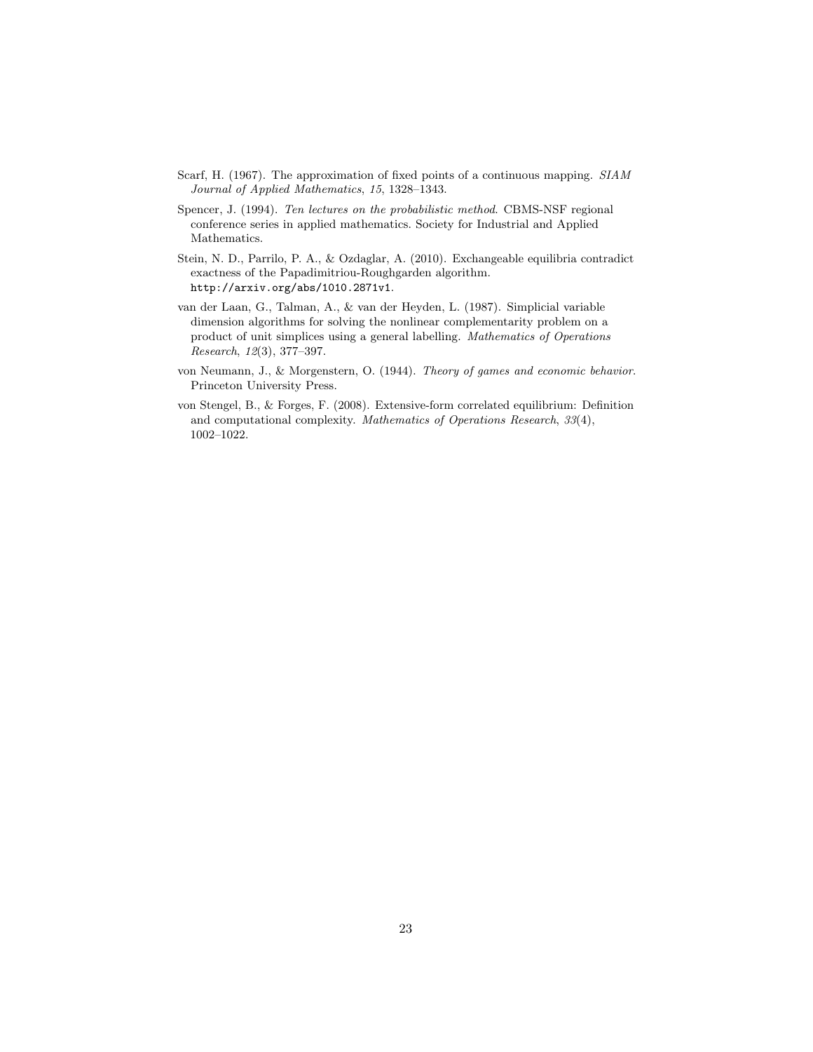Scarf, H. (1967). The approximation of fixed points of a continuous mapping. *SIAM Journal of Applied Mathematics*, *15*, 1328–1343.

Spencer, J. (1994). *Ten lectures on the probabilistic method*. CBMS-NSF regional conference series in applied mathematics. Society for Industrial and Applied Mathematics.

Stein, N. D., Parrilo, P. A., & Ozdaglar, A. (2010). Exchangeable equilibria contradict exactness of the Papadimitriou-Roughgarden algorithm. `http://arxiv.org/abs/1010.2871v1`.

van der Laan, G., Talman, A., & van der Heyden, L. (1987). Simplicial variable dimension algorithms for solving the nonlinear complementarity problem on a product of unit simplices using a general labelling. *Mathematics of Operations Research*, *12*(3), 377–397.

von Neumann, J., & Morgenstern, O. (1944). *Theory of games and economic behavior*. Princeton University Press.

von Stengel, B., & Forges, F. (2008). Extensive-form correlated equilibrium: Definition and computational complexity. *Mathematics of Operations Research*, *33*(4), 1002–1022.